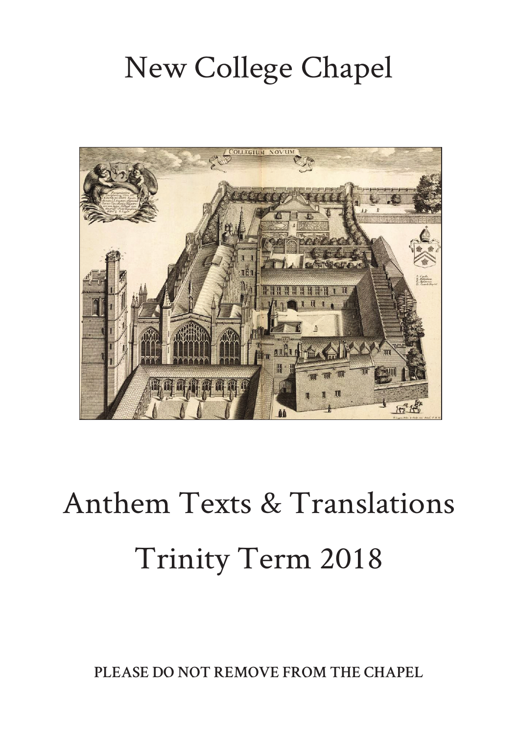# New College Chapel

# Anthem Texts & Translations

# Trinity Term 2018

**PLEASE DO NOT REMOVE FROM THE CHAPEL**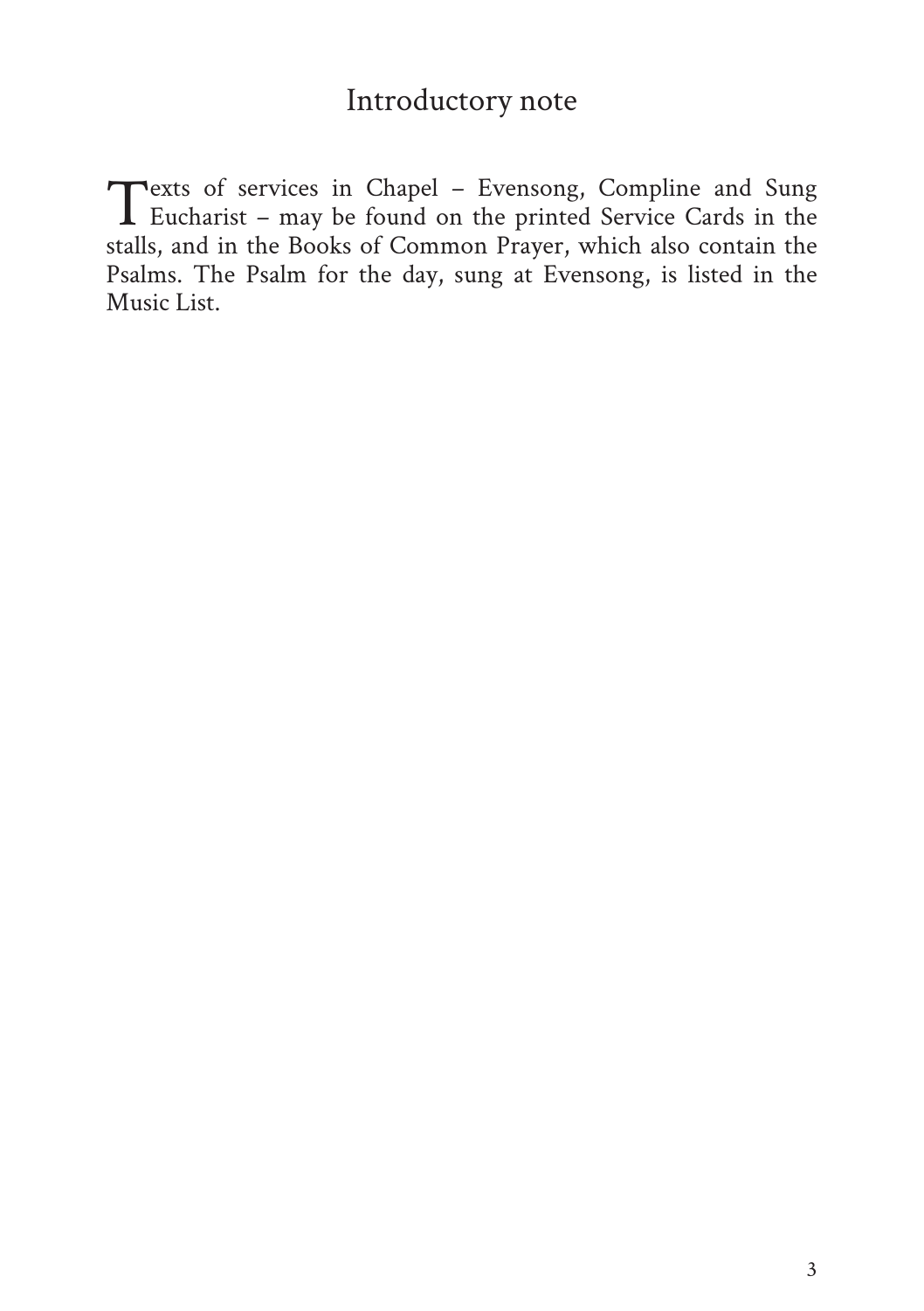# Introductory note

Texts of services in Chapel – Evensong, Compline and Sung Eucharist – may be found on the printed Service Cards in the stalls, and in the Books of Common Prayer, which also contain the Psalms. The Psalm for the day, sung at Evensong, is listed in the Music List.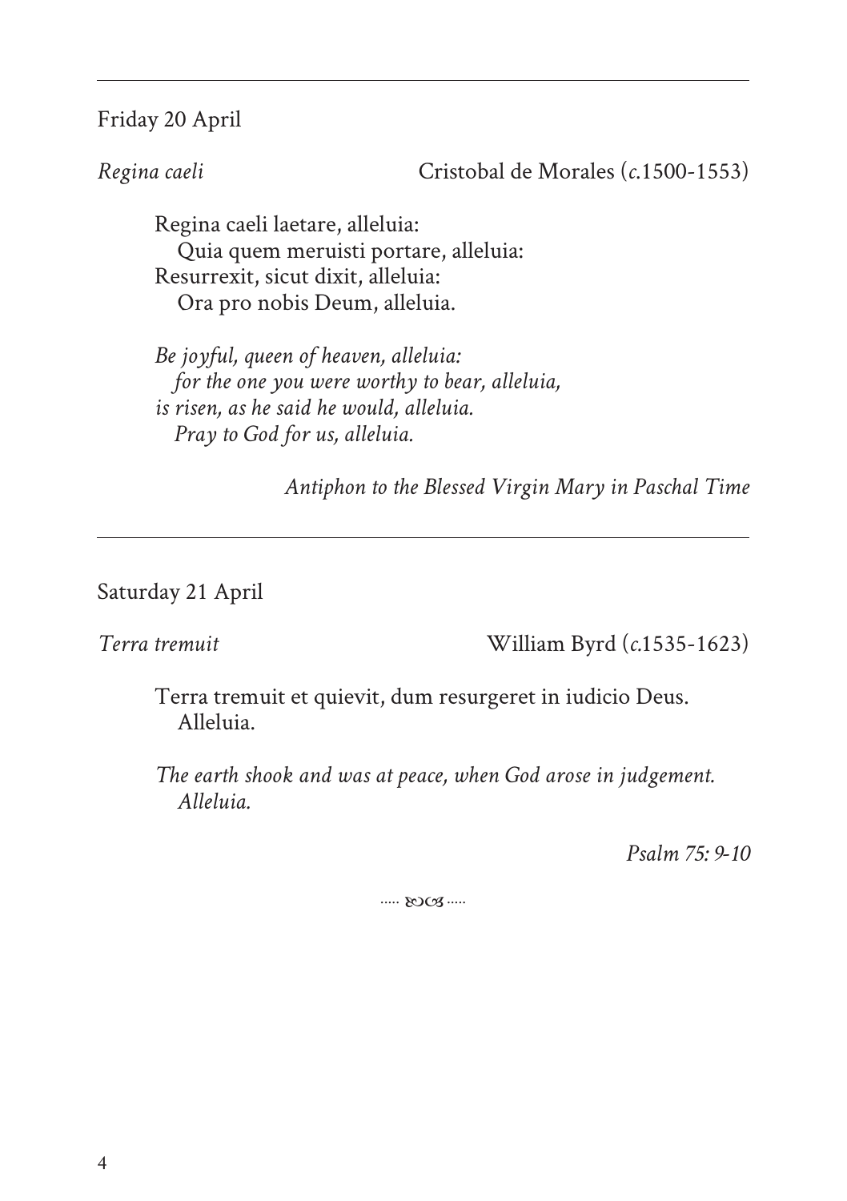---

Friday 20 April

*Regina caeli* Cristobal de Morales (*c.*1500-1553)

> Regina caeli laetare, alleluia:
> Quia quem meruisti portare, alleluia:
> Resurrexit, sicut dixit, alleluia:
> Ora pro nobis Deum, alleluia.
>
> *Be joyful, queen of heaven, alleluia:*
> *for the one you were worthy to bear, alleluia,*
> *is risen, as he said he would, alleluia.*
> *Pray to God for us, alleluia.*

*Antiphon to the Blessed Virgin Mary in Paschal Time*

---

Saturday 21 April

*Terra tremuit* William Byrd (*c.*1535-1623)

> Terra tremuit et quievit, dum resurgeret in iudicio Deus.
> Alleluia.
>
> *The earth shook and was at peace, when God arose in judgement.*
> *Alleluia.*

*Psalm 75: 9-10*

..... ஐ .....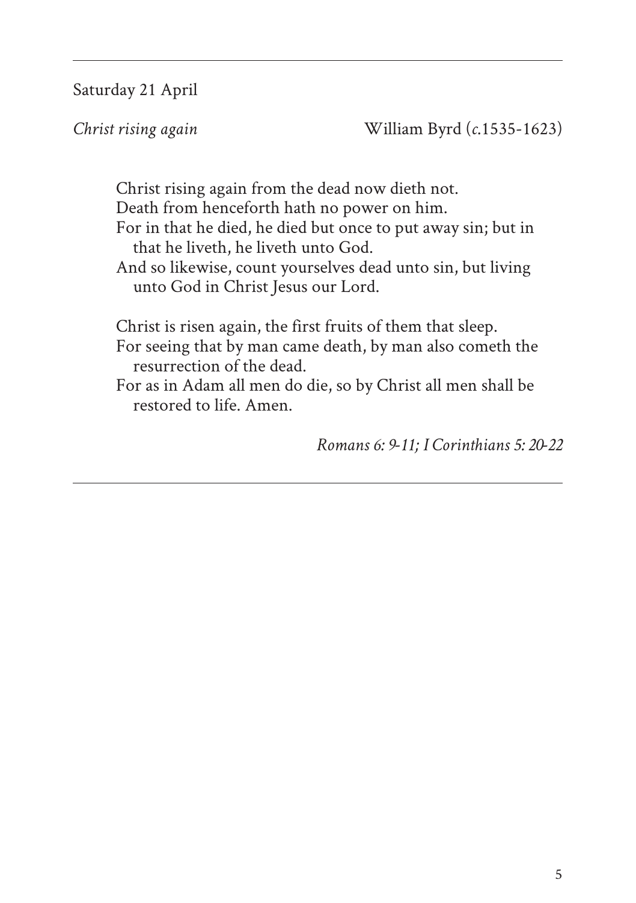Saturday 21 April

*Christ rising again* William Byrd (*c.*1535-1623)

Christ rising again from the dead now dieth not.
Death from henceforth hath no power on him.
For in that he died, he died but once to put away sin; but in that he liveth, he liveth unto God.
And so likewise, count yourselves dead unto sin, but living unto God in Christ Jesus our Lord.

Christ is risen again, the first fruits of them that sleep.
For seeing that by man came death, by man also cometh the resurrection of the dead.
For as in Adam all men do die, so by Christ all men shall be restored to life. Amen.

*Romans 6: 9-11; I Corinthians 5: 20-22*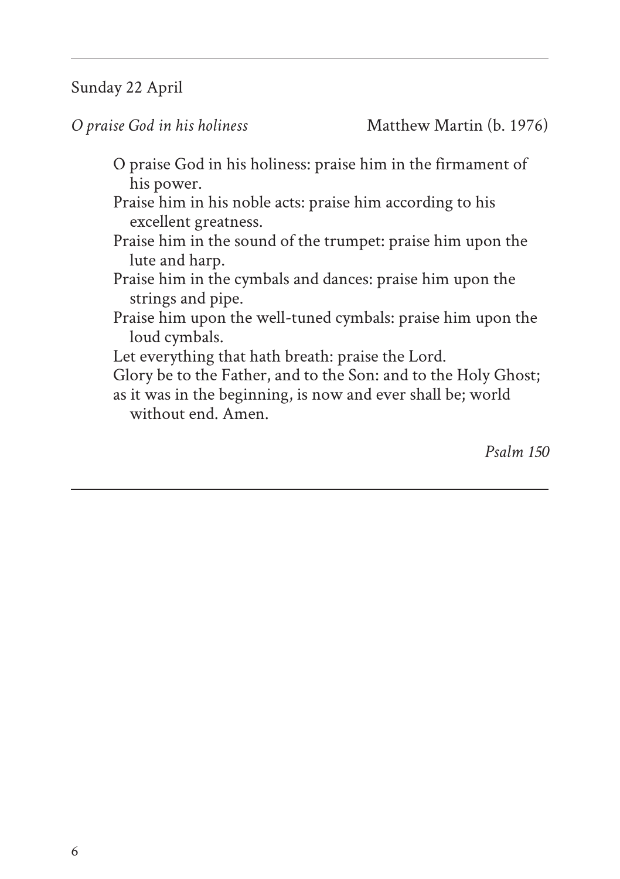Sunday 22 April

*O praise God in his holiness* Matthew Martin (b. 1976)

O praise God in his holiness: praise him in the firmament of his power.
Praise him in his noble acts: praise him according to his excellent greatness.
Praise him in the sound of the trumpet: praise him upon the lute and harp.
Praise him in the cymbals and dances: praise him upon the strings and pipe.
Praise him upon the well-tuned cymbals: praise him upon the loud cymbals.
Let everything that hath breath: praise the Lord.
Glory be to the Father, and to the Son: and to the Holy Ghost;
as it was in the beginning, is now and ever shall be; world without end. Amen.

*Psalm 150*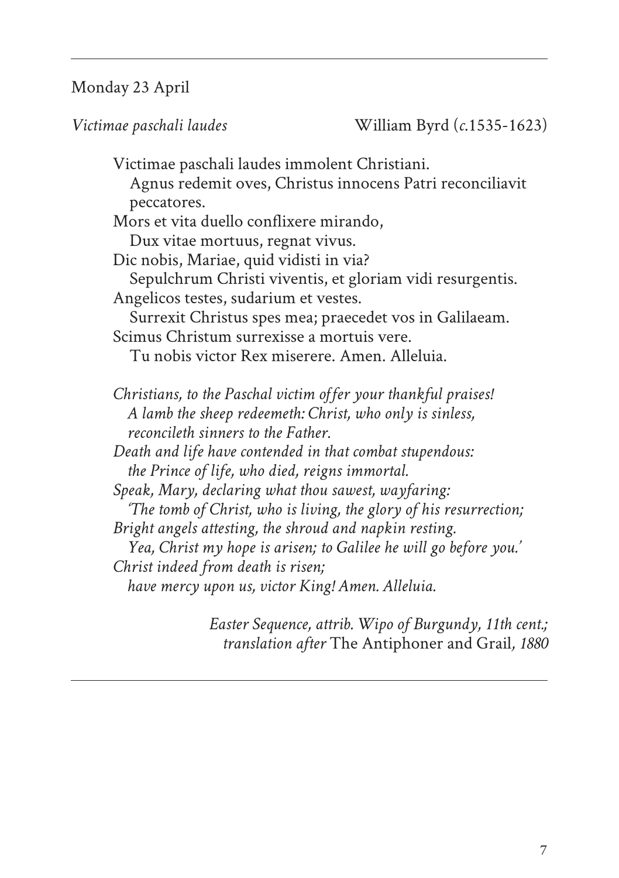Monday 23 April

*Victimae paschali laudes* William Byrd (*c.*1535-1623)

Victimae paschali laudes immolent Christiani.
Agnus redemit oves, Christus innocens Patri reconciliavit peccatores.
Mors et vita duello conflixere mirando,
Dux vitae mortuus, regnat vivus.
Dic nobis, Mariae, quid vidisti in via?
Sepulchrum Christi viventis, et gloriam vidi resurgentis.
Angelicos testes, sudarium et vestes.
Surrexit Christus spes mea; praecedet vos in Galilaeam.
Scimus Christum surrexisse a mortuis vere.
Tu nobis victor Rex miserere. Amen. Alleluia.

*Christians, to the Paschal victim offer your thankful praises!*
*A lamb the sheep redeemeth: Christ, who only is sinless, reconcileth sinners to the Father.*
*Death and life have contended in that combat stupendous:*
*the Prince of life, who died, reigns immortal.*
*Speak, Mary, declaring what thou sawest, wayfaring:*
*'The tomb of Christ, who is living, the glory of his resurrection;*
*Bright angels attesting, the shroud and napkin resting.*
*Yea, Christ my hope is arisen; to Galilee he will go before you.'*
*Christ indeed from death is risen;*
*have mercy upon us, victor King! Amen. Alleluia.*

*Easter Sequence, attrib. Wipo of Burgundy, 11th cent.;*
*translation after* The Antiphoner and Grail*, 1880*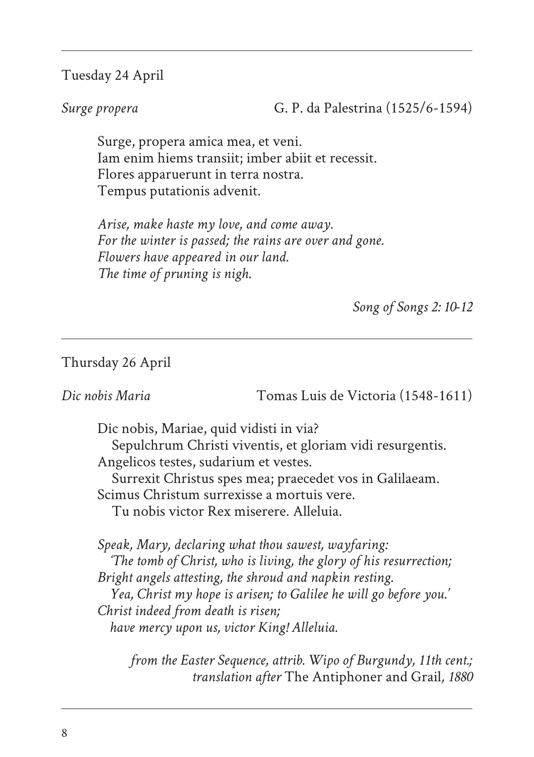Tuesday 24 April

*Surge propera* G. P. da Palestrina (1525/6-1594)

Surge, propera amica mea, et veni.
Iam enim hiems transiit; imber abiit et recessit.
Flores apparuerunt in terra nostra.
Tempus putationis advenit.

*Arise, make haste my love, and come away.*
*For the winter is passed; the rains are over and gone.*
*Flowers have appeared in our land.*
*The time of pruning is nigh.*

*Song of Songs 2: 10-12*

---

Thursday 26 April

*Dic nobis Maria* Tomas Luis de Victoria (1548-1611)

Dic nobis, Mariae, quid vidisti in via?
  Sepulchrum Christi viventis, et gloriam vidi resurgentis.
Angelicos testes, sudarium et vestes.
  Surrexit Christus spes mea; praecedet vos in Galilaeam.
Scimus Christum surrexisse a mortuis vere.
  Tu nobis victor Rex miserere. Alleluia.

*Speak, Mary, declaring what thou sawest, wayfaring:*
  *'The tomb of Christ, who is living, the glory of his resurrection;*
*Bright angels attesting, the shroud and napkin resting.*
  *Yea, Christ my hope is arisen; to Galilee he will go before you.'*
*Christ indeed from death is risen;*
  *have mercy upon us, victor King! Alleluia.*

*from the Easter Sequence, attrib. Wipo of Burgundy, 11th cent.;*
*translation after* The Antiphoner and Grail*, 1880*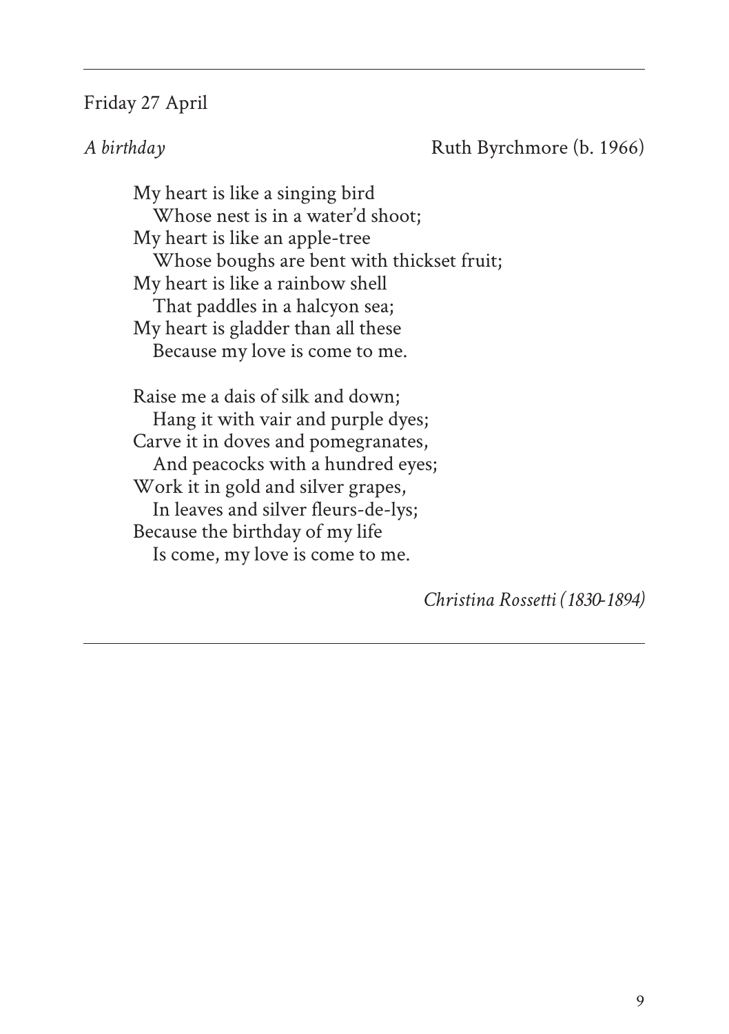Friday 27 April

*A birthday* Ruth Byrchmore (b. 1966)

My heart is like a singing bird  
  Whose nest is in a water'd shoot;  
My heart is like an apple-tree  
  Whose boughs are bent with thickset fruit;  
My heart is like a rainbow shell  
  That paddles in a halcyon sea;  
My heart is gladder than all these  
  Because my love is come to me.

Raise me a dais of silk and down;  
  Hang it with vair and purple dyes;  
Carve it in doves and pomegranates,  
  And peacocks with a hundred eyes;  
Work it in gold and silver grapes,  
  In leaves and silver fleurs-de-lys;  
Because the birthday of my life  
  Is come, my love is come to me.

*Christina Rossetti (1830-1894)*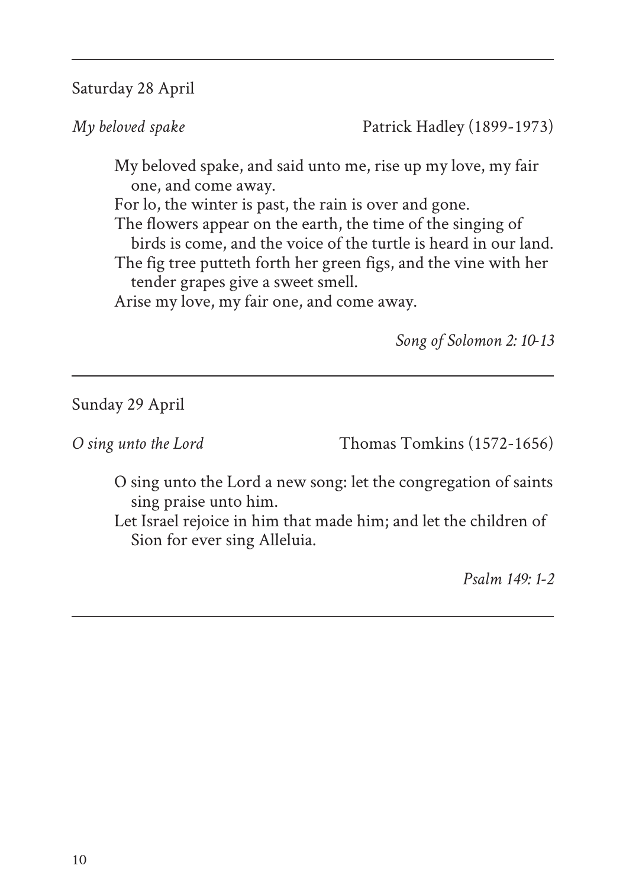---

Saturday 28 April

*My beloved spake* Patrick Hadley (1899-1973)

My beloved spake, and said unto me, rise up my love, my fair one, and come away.
For lo, the winter is past, the rain is over and gone.
The flowers appear on the earth, the time of the singing of birds is come, and the voice of the turtle is heard in our land.
The fig tree putteth forth her green figs, and the vine with her tender grapes give a sweet smell.
Arise my love, my fair one, and come away.

*Song of Solomon 2: 10-13*

---

Sunday 29 April

*O sing unto the Lord* Thomas Tomkins (1572-1656)

O sing unto the Lord a new song: let the congregation of saints sing praise unto him.
Let Israel rejoice in him that made him; and let the children of Sion for ever sing Alleluia.

*Psalm 149: 1-2*

---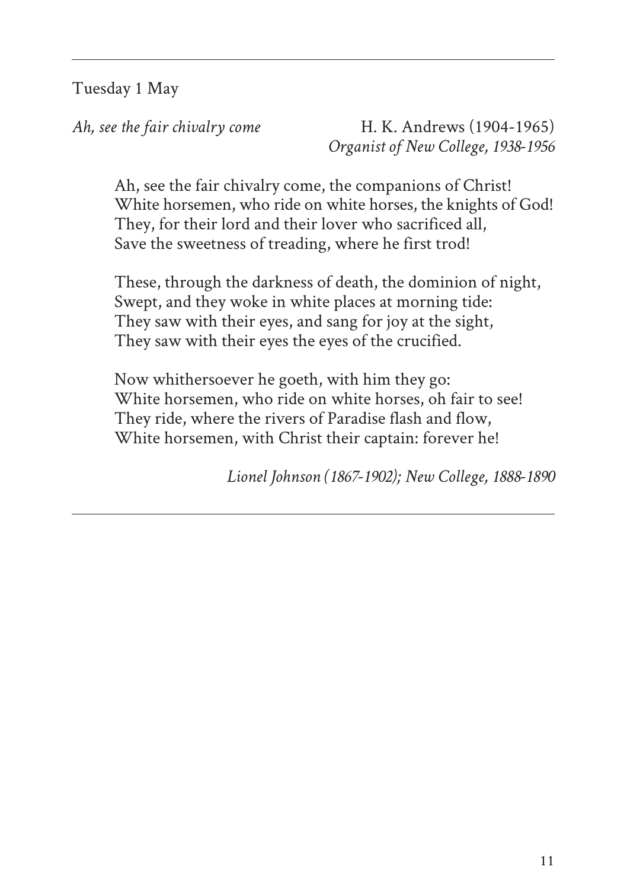Tuesday 1 May

*Ah, see the fair chivalry come* — H. K. Andrews (1904-1965)
*Organist of New College, 1938-1956*

Ah, see the fair chivalry come, the companions of Christ!
White horsemen, who ride on white horses, the knights of God!
They, for their lord and their lover who sacrificed all,
Save the sweetness of treading, where he first trod!

These, through the darkness of death, the dominion of night,
Swept, and they woke in white places at morning tide:
They saw with their eyes, and sang for joy at the sight,
They saw with their eyes the eyes of the crucified.

Now whithersoever he goeth, with him they go:
White horsemen, who ride on white horses, oh fair to see!
They ride, where the rivers of Paradise flash and flow,
White horsemen, with Christ their captain: forever he!

*Lionel Johnson (1867-1902); New College, 1888-1890*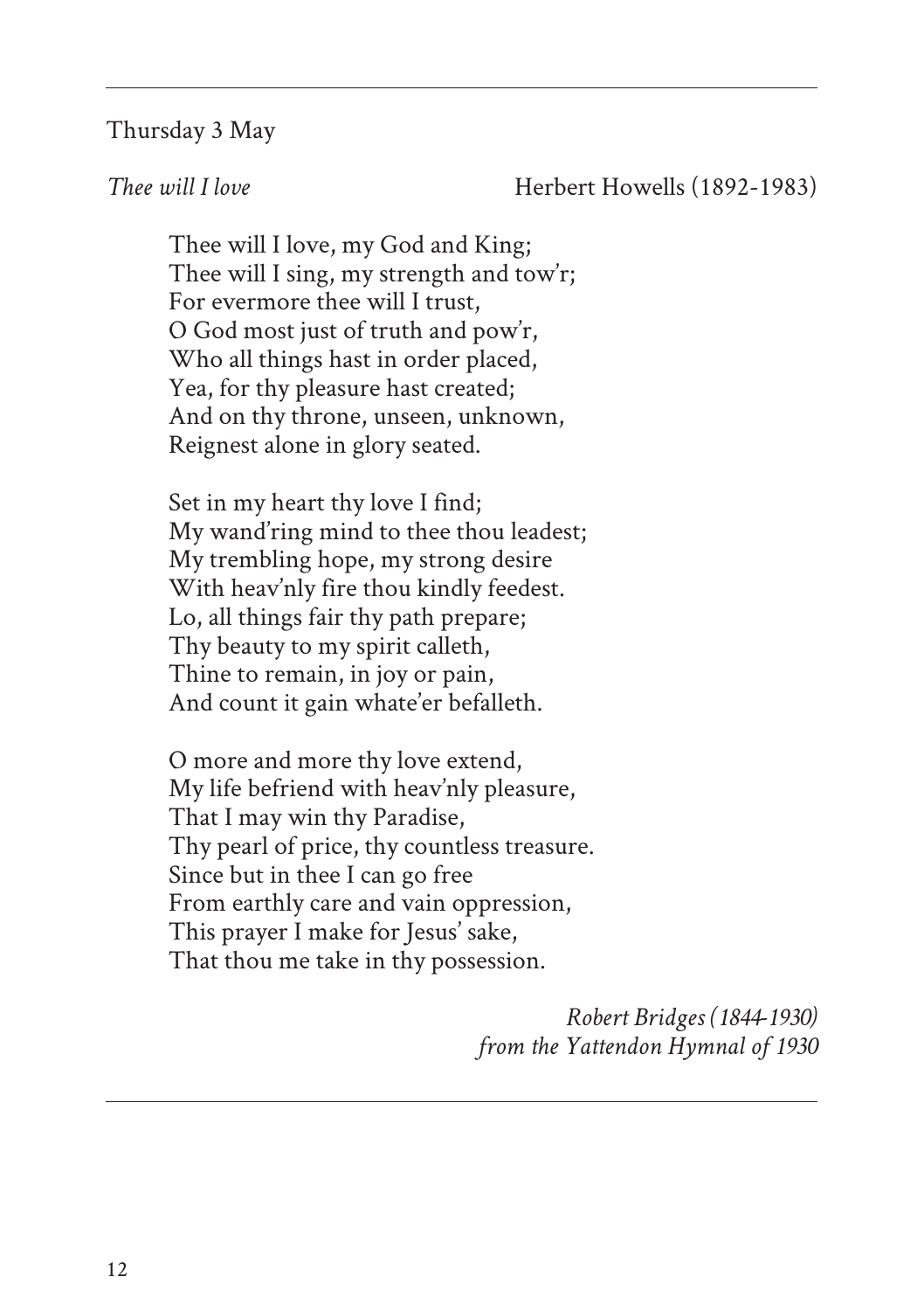Thursday 3 May

*Thee will I love* Herbert Howells (1892-1983)

Thee will I love, my God and King;  
Thee will I sing, my strength and tow'r;  
For evermore thee will I trust,  
O God most just of truth and pow'r,  
Who all things hast in order placed,  
Yea, for thy pleasure hast created;  
And on thy throne, unseen, unknown,  
Reignest alone in glory seated.

Set in my heart thy love I find;  
My wand'ring mind to thee thou leadest;  
My trembling hope, my strong desire  
With heav'nly fire thou kindly feedest.  
Lo, all things fair thy path prepare;  
Thy beauty to my spirit calleth,  
Thine to remain, in joy or pain,  
And count it gain whate'er befalleth.

O more and more thy love extend,  
My life befriend with heav'nly pleasure,  
That I may win thy Paradise,  
Thy pearl of price, thy countless treasure.  
Since but in thee I can go free  
From earthly care and vain oppression,  
This prayer I make for Jesus' sake,  
That thou me take in thy possession.

*Robert Bridges (1844-1930)*  
*from the Yattendon Hymnal of 1930*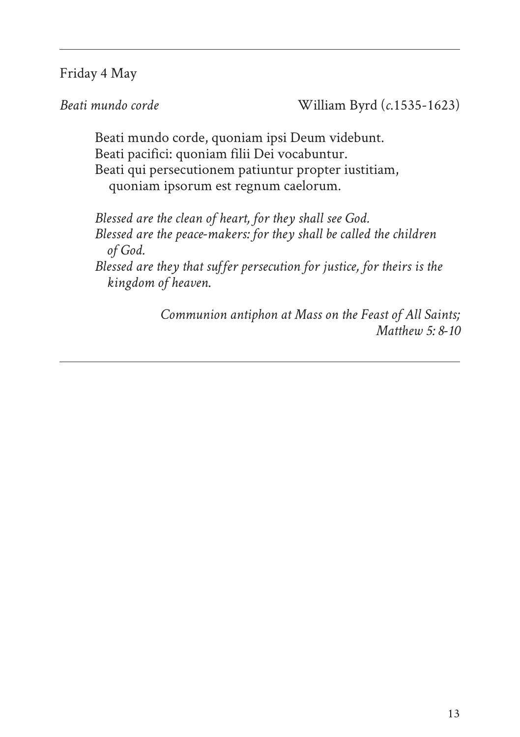Friday 4 May

*Beati mundo corde* William Byrd (*c.*1535-1623)

Beati mundo corde, quoniam ipsi Deum videbunt.
Beati pacifici: quoniam filii Dei vocabuntur.
Beati qui persecutionem patiuntur propter iustitiam,
quoniam ipsorum est regnum caelorum.

*Blessed are the clean of heart, for they shall see God.*
*Blessed are the peace-makers: for they shall be called the children of God.*
*Blessed are they that suffer persecution for justice, for theirs is the kingdom of heaven.*

*Communion antiphon at Mass on the Feast of All Saints; Matthew 5: 8-10*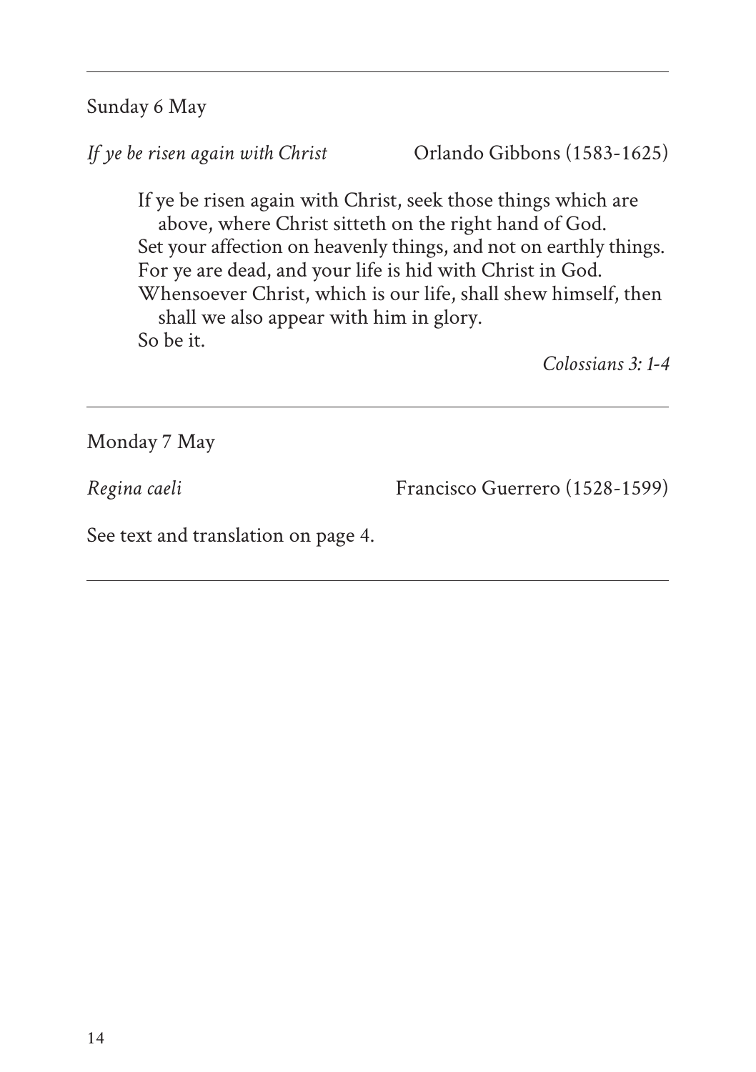Sunday 6 May

*If ye be risen again with Christ* Orlando Gibbons (1583-1625)

> If ye be risen again with Christ, seek those things which are above, where Christ sitteth on the right hand of God.
> Set your affection on heavenly things, and not on earthly things.
> For ye are dead, and your life is hid with Christ in God.
> Whensoever Christ, which is our life, shall shew himself, then shall we also appear with him in glory.
> So be it.
>
> *Colossians 3: 1-4*

---

Monday 7 May

*Regina caeli* Francisco Guerrero (1528-1599)

See text and translation on page 4.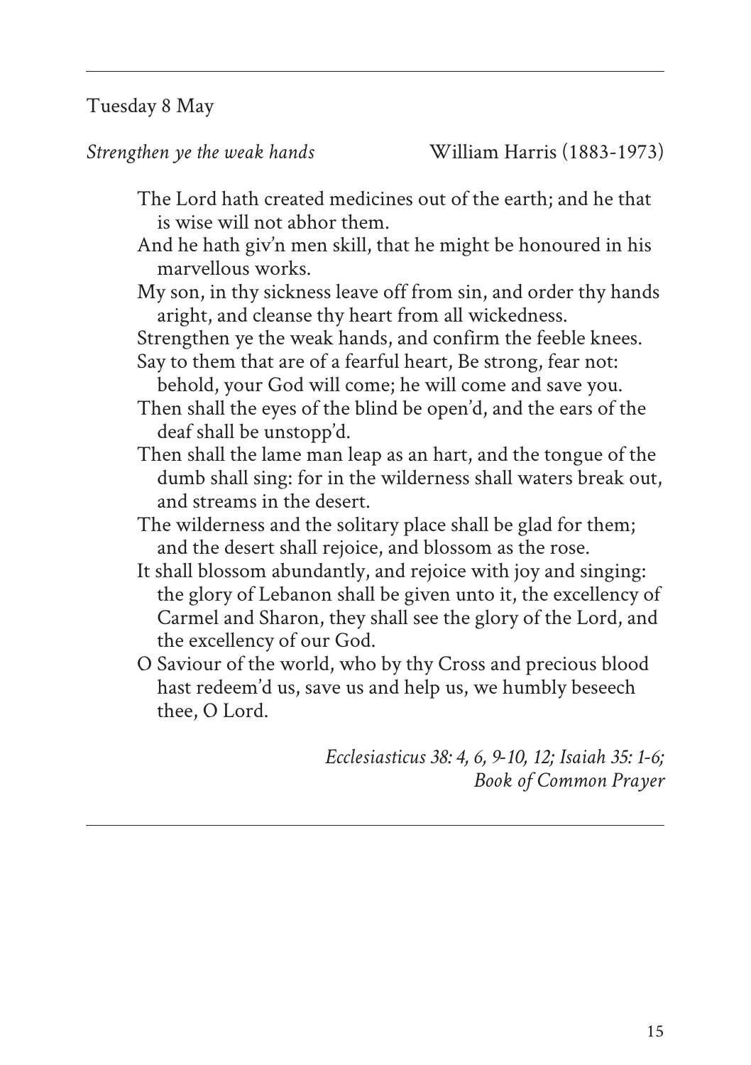Tuesday 8 May

*Strengthen ye the weak hands* William Harris (1883-1973)

The Lord hath created medicines out of the earth; and he that is wise will not abhor them.
And he hath giv'n men skill, that he might be honoured in his marvellous works.
My son, in thy sickness leave off from sin, and order thy hands aright, and cleanse thy heart from all wickedness.
Strengthen ye the weak hands, and confirm the feeble knees.
Say to them that are of a fearful heart, Be strong, fear not: behold, your God will come; he will come and save you.
Then shall the eyes of the blind be open'd, and the ears of the deaf shall be unstopp'd.
Then shall the lame man leap as an hart, and the tongue of the dumb shall sing: for in the wilderness shall waters break out, and streams in the desert.
The wilderness and the solitary place shall be glad for them; and the desert shall rejoice, and blossom as the rose.
It shall blossom abundantly, and rejoice with joy and singing: the glory of Lebanon shall be given unto it, the excellency of Carmel and Sharon, they shall see the glory of the Lord, and the excellency of our God.
O Saviour of the world, who by thy Cross and precious blood hast redeem'd us, save us and help us, we humbly beseech thee, O Lord.

*Ecclesiasticus 38: 4, 6, 9-10, 12; Isaiah 35: 1-6; Book of Common Prayer*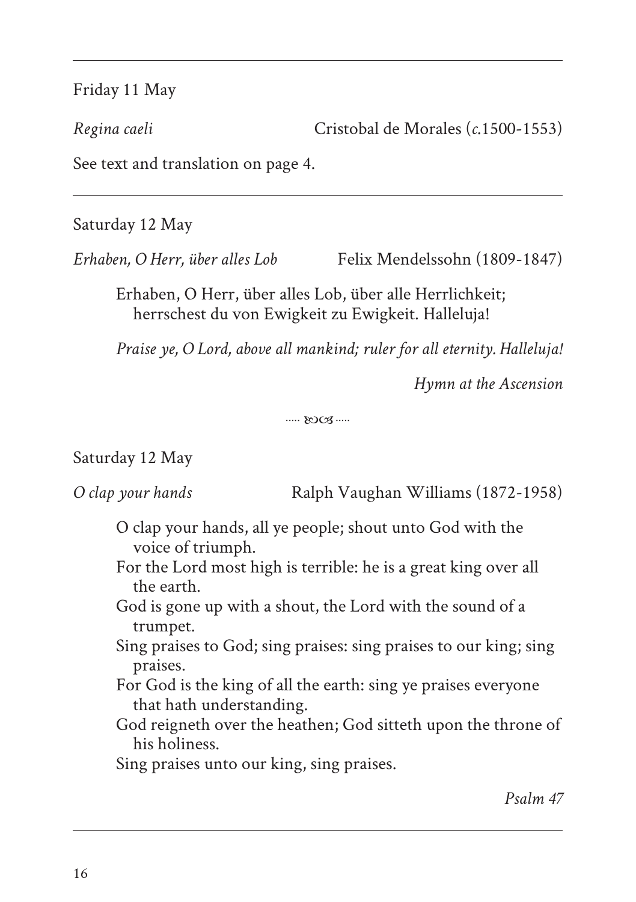---

Friday 11 May

*Regina caeli* Cristobal de Morales (*c.*1500-1553)

See text and translation on page 4.

---

Saturday 12 May

*Erhaben, O Herr, über alles Lob* Felix Mendelssohn (1809-1847)

> Erhaben, O Herr, über alles Lob, über alle Herrlichkeit;
> herrschest du von Ewigkeit zu Ewigkeit. Halleluja!
>
> *Praise ye, O Lord, above all mankind; ruler for all eternity. Halleluja!*

*Hymn at the Ascension*

..... ဢ .....

Saturday 12 May

*O clap your hands* Ralph Vaughan Williams (1872-1958)

> O clap your hands, all ye people; shout unto God with the voice of triumph.
> For the Lord most high is terrible: he is a great king over all the earth.
> God is gone up with a shout, the Lord with the sound of a trumpet.
> Sing praises to God; sing praises: sing praises to our king; sing praises.
> For God is the king of all the earth: sing ye praises everyone that hath understanding.
> God reigneth over the heathen; God sitteth upon the throne of his holiness.
> Sing praises unto our king, sing praises.

*Psalm 47*

---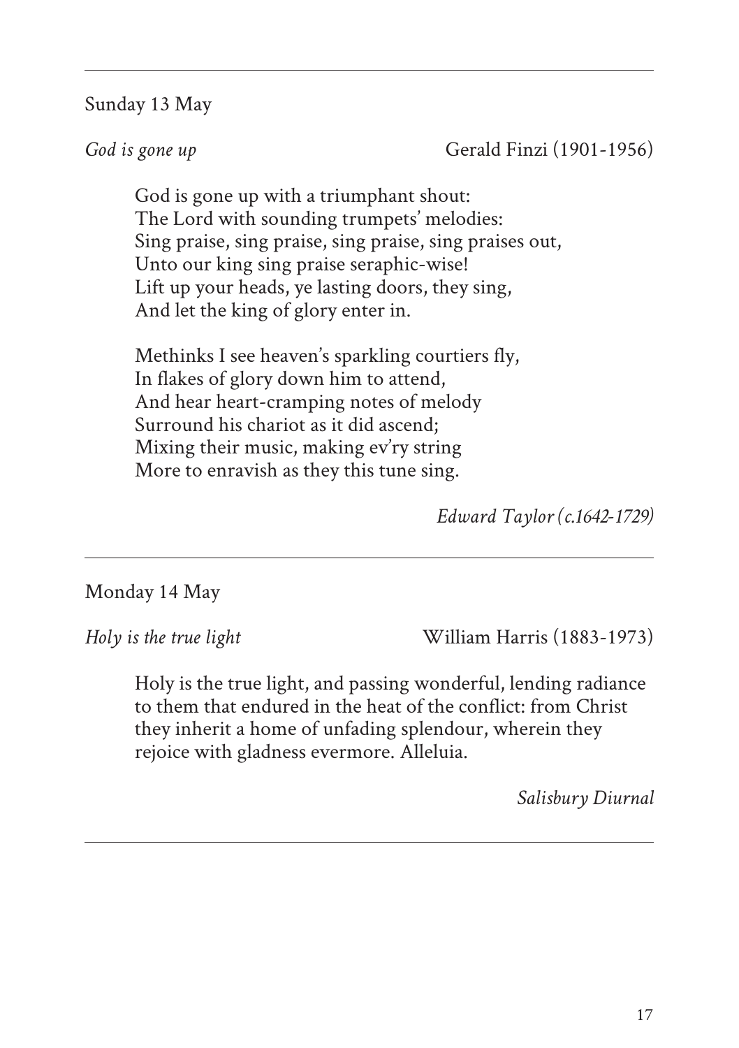Sunday 13 May

*God is gone up* — Gerald Finzi (1901-1956)

God is gone up with a triumphant shout:
The Lord with sounding trumpets' melodies:
Sing praise, sing praise, sing praise, sing praises out,
Unto our king sing praise seraphic-wise!
Lift up your heads, ye lasting doors, they sing,
And let the king of glory enter in.

Methinks I see heaven's sparkling courtiers fly,
In flakes of glory down him to attend,
And hear heart-cramping notes of melody
Surround his chariot as it did ascend;
Mixing their music, making ev'ry string
More to enravish as they this tune sing.

*Edward Taylor (c.1642-1729)*

---

Monday 14 May

*Holy is the true light* — William Harris (1883-1973)

Holy is the true light, and passing wonderful, lending radiance to them that endured in the heat of the conflict: from Christ they inherit a home of unfading splendour, wherein they rejoice with gladness evermore. Alleluia.

*Salisbury Diurnal*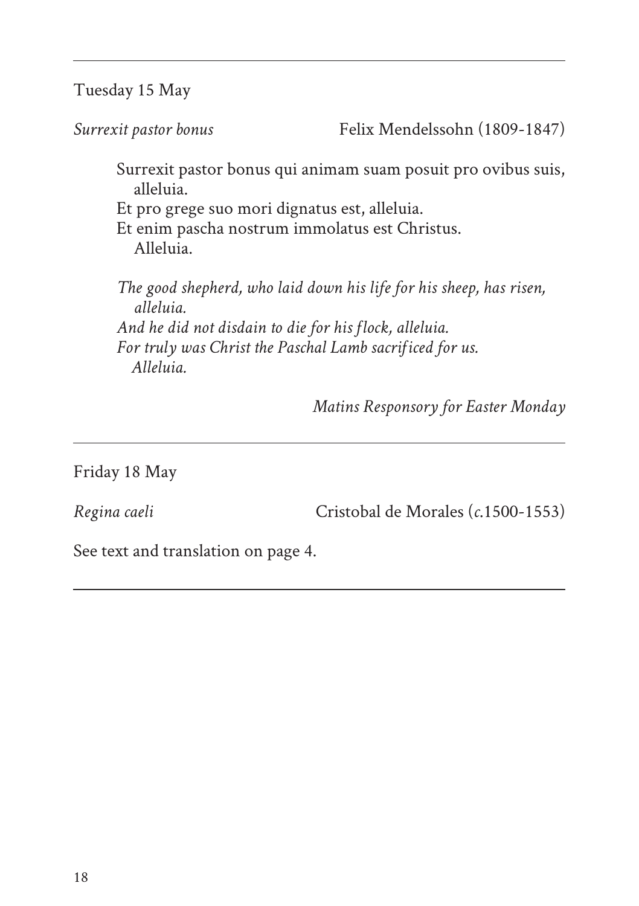---

Tuesday 15 May

*Surrexit pastor bonus* Felix Mendelssohn (1809-1847)

> Surrexit pastor bonus qui animam suam posuit pro ovibus suis, alleluia.
> Et pro grege suo mori dignatus est, alleluia.
> Et enim pascha nostrum immolatus est Christus.
> Alleluia.
>
> *The good shepherd, who laid down his life for his sheep, has risen, alleluia.*
> *And he did not disdain to die for his flock, alleluia.*
> *For truly was Christ the Paschal Lamb sacrificed for us.*
> *Alleluia.*

*Matins Responsory for Easter Monday*

---

Friday 18 May

*Regina caeli* Cristobal de Morales (*c.*1500-1553)

See text and translation on page 4.

---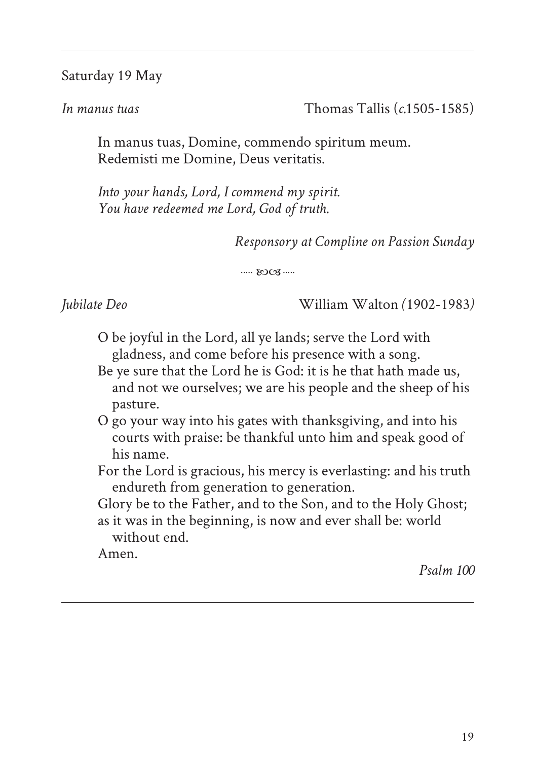Saturday 19 May

*In manus tuas* Thomas Tallis (*c.*1505-1585)

> In manus tuas, Domine, commendo spiritum meum.
> Redemisti me Domine, Deus veritatis.
>
> *Into your hands, Lord, I commend my spirit.*
> *You have redeemed me Lord, God of truth.*

*Responsory at Compline on Passion Sunday*

..... ꙮ .....

*Jubilate Deo* William Walton *(*1902-1983*)*

> O be joyful in the Lord, all ye lands; serve the Lord with gladness, and come before his presence with a song.
> Be ye sure that the Lord he is God: it is he that hath made us, and not we ourselves; we are his people and the sheep of his pasture.
> O go your way into his gates with thanksgiving, and into his courts with praise: be thankful unto him and speak good of his name.
> For the Lord is gracious, his mercy is everlasting: and his truth endureth from generation to generation.
> Glory be to the Father, and to the Son, and to the Holy Ghost;
> as it was in the beginning, is now and ever shall be: world without end.
> Amen.

*Psalm 100*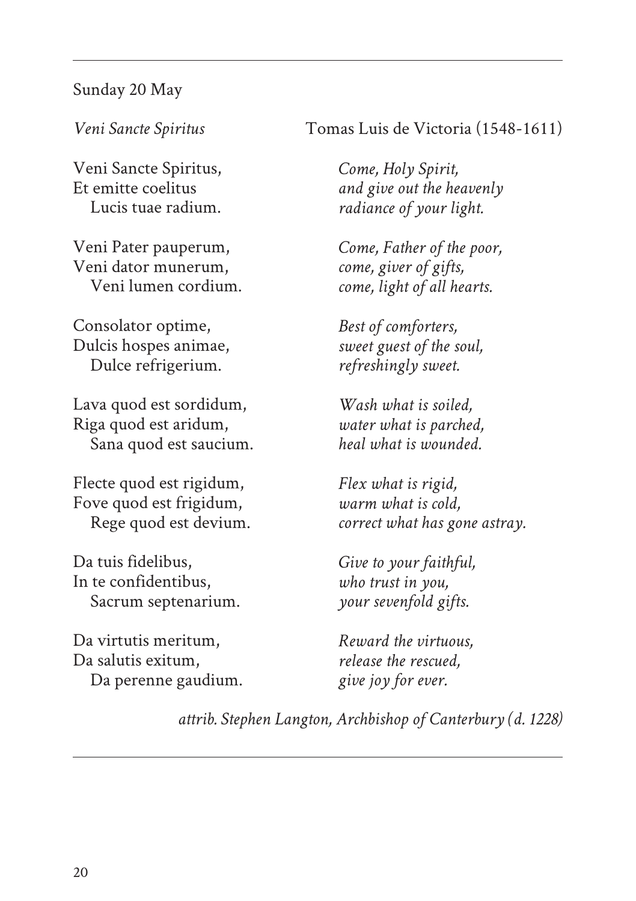Sunday 20 May

*Veni Sancte Spiritus* — Tomas Luis de Victoria (1548-1611)

Veni Sancte Spiritus,  
Et emitte coelitus  
  Lucis tuae radium.

*Come, Holy Spirit,*  
*and give out the heavenly*  
*radiance of your light.*

Veni Pater pauperum,  
Veni dator munerum,  
  Veni lumen cordium.

*Come, Father of the poor,*  
*come, giver of gifts,*  
*come, light of all hearts.*

Consolator optime,  
Dulcis hospes animae,  
  Dulce refrigerium.

*Best of comforters,*  
*sweet guest of the soul,*  
*refreshingly sweet.*

Lava quod est sordidum,  
Riga quod est aridum,  
  Sana quod est saucium.

*Wash what is soiled,*  
*water what is parched,*  
*heal what is wounded.*

Flecte quod est rigidum,  
Fove quod est frigidum,  
  Rege quod est devium.

*Flex what is rigid,*  
*warm what is cold,*  
*correct what has gone astray.*

Da tuis fidelibus,  
In te confidentibus,  
  Sacrum septenarium.

*Give to your faithful,*  
*who trust in you,*  
*your sevenfold gifts.*

Da virtutis meritum,  
Da salutis exitum,  
  Da perenne gaudium.

*Reward the virtuous,*  
*release the rescued,*  
*give joy for ever.*

*attrib. Stephen Langton, Archbishop of Canterbury (d. 1228)*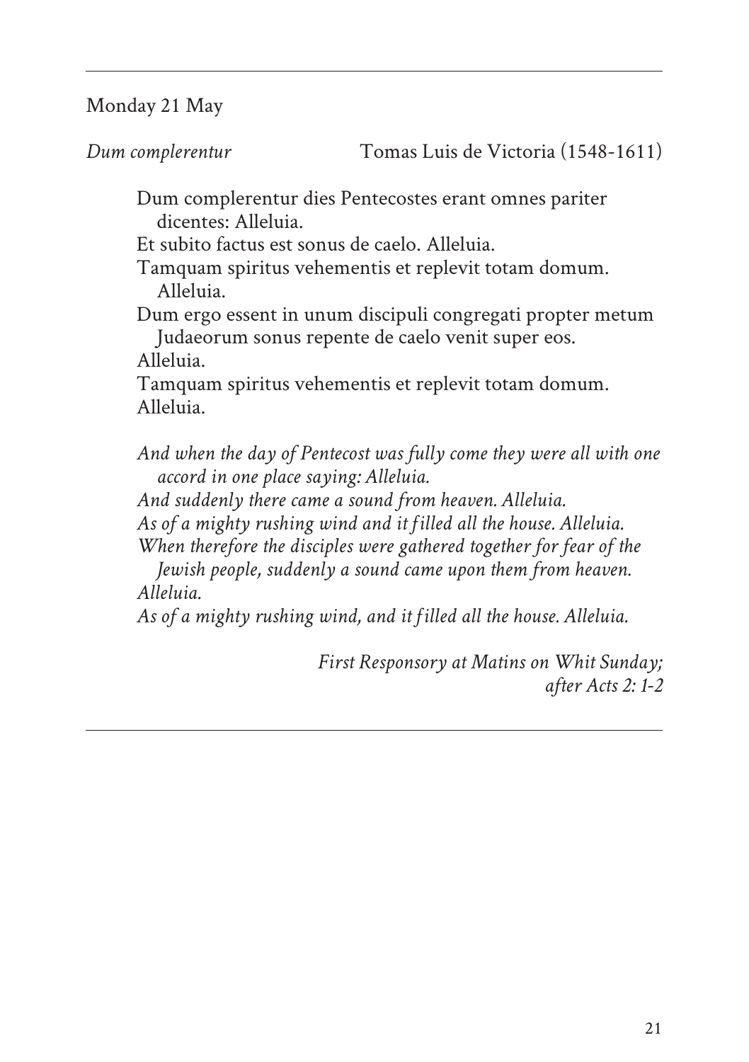Monday 21 May

*Dum complerentur* Tomas Luis de Victoria (1548-1611)

Dum complerentur dies Pentecostes erant omnes pariter dicentes: Alleluia.
Et subito factus est sonus de caelo. Alleluia.
Tamquam spiritus vehementis et replevit totam domum. Alleluia.
Dum ergo essent in unum discipuli congregati propter metum Judaeorum sonus repente de caelo venit super eos.
Alleluia.
Tamquam spiritus vehementis et replevit totam domum.
Alleluia.

*And when the day of Pentecost was fully come they were all with one accord in one place saying: Alleluia.*
*And suddenly there came a sound from heaven. Alleluia.*
*As of a mighty rushing wind and it filled all the house. Alleluia.*
*When therefore the disciples were gathered together for fear of the Jewish people, suddenly a sound came upon them from heaven.*
*Alleluia.*
*As of a mighty rushing wind, and it filled all the house. Alleluia.*

*First Responsory at Matins on Whit Sunday;*
*after Acts 2: 1-2*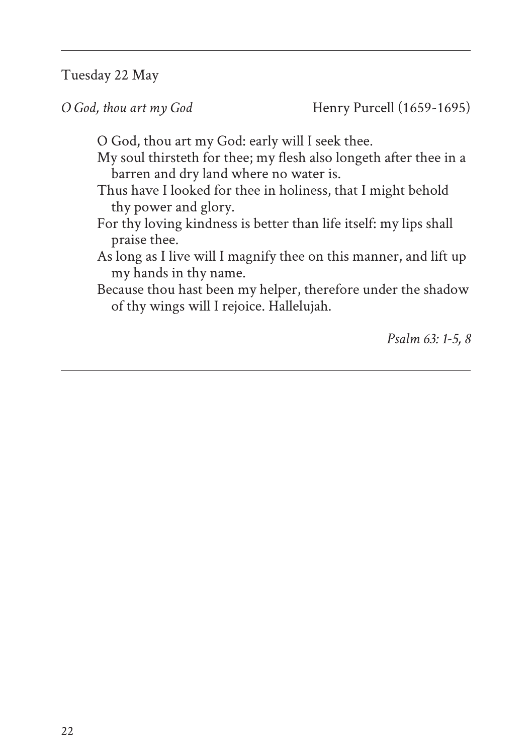Tuesday 22 May

*O God, thou art my God* Henry Purcell (1659-1695)

O God, thou art my God: early will I seek thee.
My soul thirsteth for thee; my flesh also longeth after thee in a barren and dry land where no water is.
Thus have I looked for thee in holiness, that I might behold thy power and glory.
For thy loving kindness is better than life itself: my lips shall praise thee.
As long as I live will I magnify thee on this manner, and lift up my hands in thy name.
Because thou hast been my helper, therefore under the shadow of thy wings will I rejoice. Hallelujah.

*Psalm 63: 1-5, 8*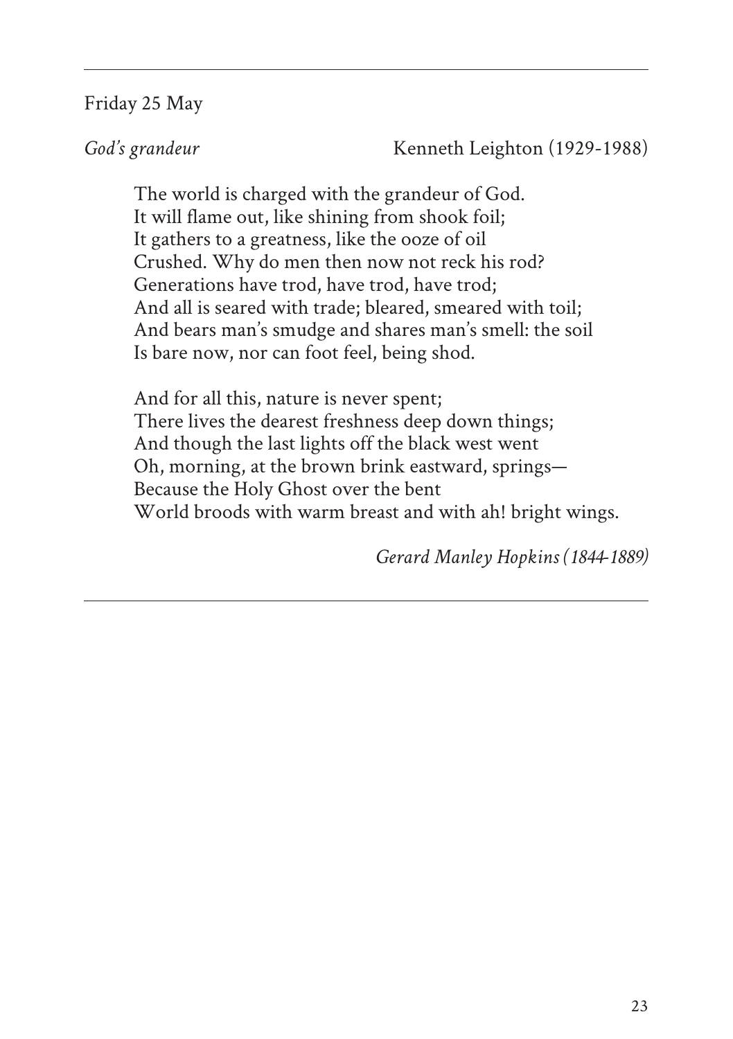Friday 25 May

*God's grandeur* Kenneth Leighton (1929-1988)

The world is charged with the grandeur of God.  
It will flame out, like shining from shook foil;  
It gathers to a greatness, like the ooze of oil  
Crushed. Why do men then now not reck his rod?  
Generations have trod, have trod, have trod;  
And all is seared with trade; bleared, smeared with toil;  
And bears man's smudge and shares man's smell: the soil  
Is bare now, nor can foot feel, being shod.

And for all this, nature is never spent;  
There lives the dearest freshness deep down things;  
And though the last lights off the black west went  
Oh, morning, at the brown brink eastward, springs—  
Because the Holy Ghost over the bent  
World broods with warm breast and with ah! bright wings.

*Gerard Manley Hopkins (1844-1889)*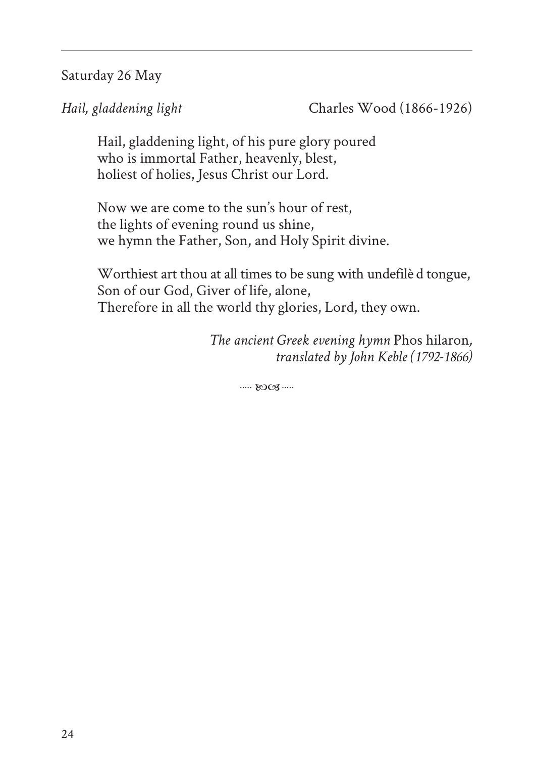Saturday 26 May

*Hail, gladdening light* Charles Wood (1866-1926)

Hail, gladdening light, of his pure glory poured  
who is immortal Father, heavenly, blest,  
holiest of holies, Jesus Christ our Lord.

Now we are come to the sun's hour of rest,  
the lights of evening round us shine,  
we hymn the Father, Son, and Holy Spirit divine.

Worthiest art thou at all times to be sung with undefilè d tongue,  
Son of our God, Giver of life, alone,  
Therefore in all the world thy glories, Lord, they own.

*The ancient Greek evening hymn* Phos hilaron*,*  
*translated by John Keble (1792-1866)*

..... ☙❧ .....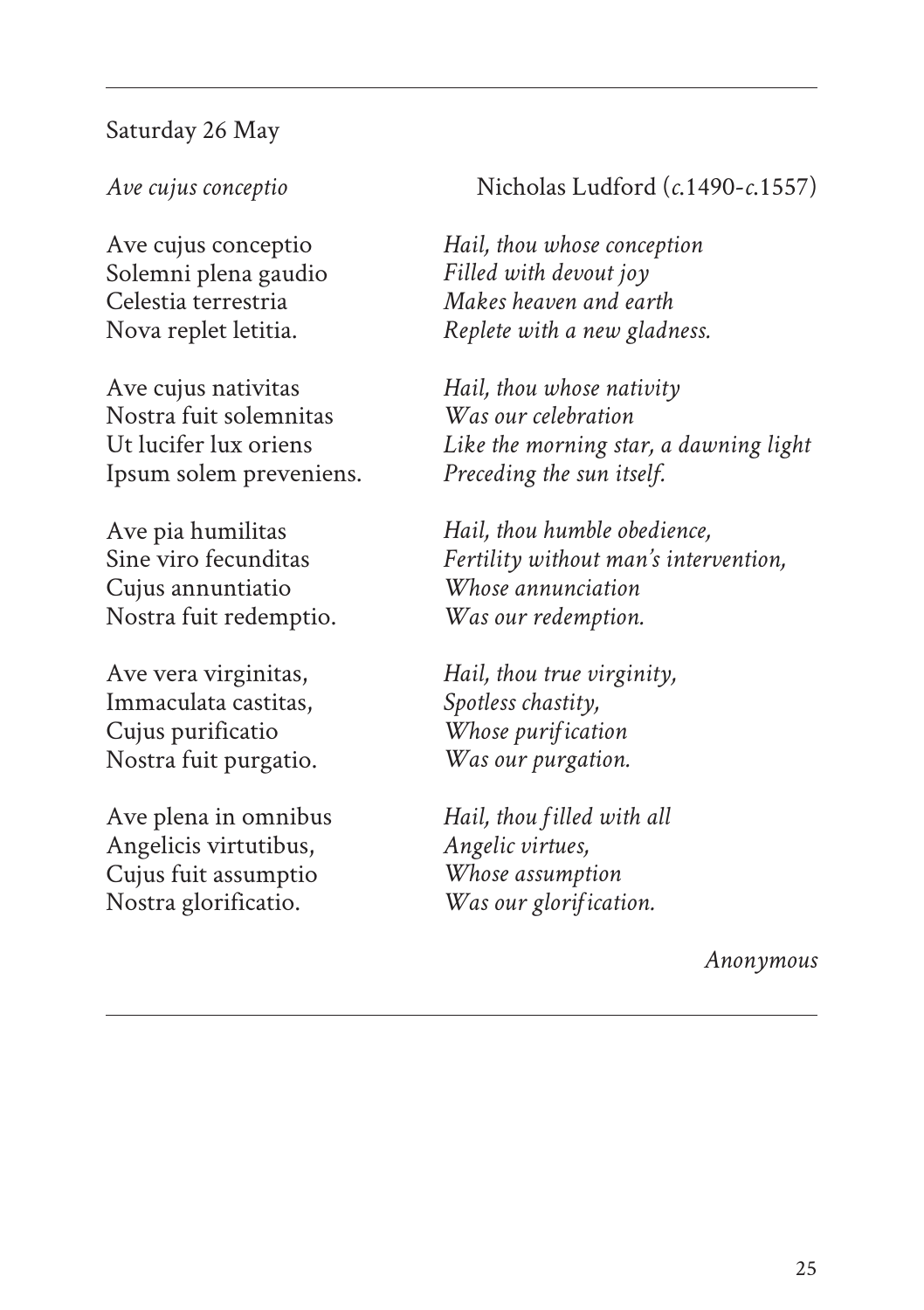Saturday 26 May

*Ave cujus conceptio* Nicholas Ludford (*c.*1490-*c.*1557)

| | |
|---|---|
| Ave cujus conceptio<br>Solemni plena gaudio<br>Celestia terrestria<br>Nova replet letitia. | *Hail, thou whose conception*<br>*Filled with devout joy*<br>*Makes heaven and earth*<br>*Replete with a new gladness.* |
| Ave cujus nativitas<br>Nostra fuit solemnitas<br>Ut lucifer lux oriens<br>Ipsum solem preveniens. | *Hail, thou whose nativity*<br>*Was our celebration*<br>*Like the morning star, a dawning light*<br>*Preceding the sun itself.* |
| Ave pia humilitas<br>Sine viro fecunditas<br>Cujus annuntiatio<br>Nostra fuit redemptio. | *Hail, thou humble obedience,*<br>*Fertility without man's intervention,*<br>*Whose annunciation*<br>*Was our redemption.* |
| Ave vera virginitas,<br>Immaculata castitas,<br>Cujus purificatio<br>Nostra fuit purgatio. | *Hail, thou true virginity,*<br>*Spotless chastity,*<br>*Whose purification*<br>*Was our purgation.* |
| Ave plena in omnibus<br>Angelicis virtutibus,<br>Cujus fuit assumptio<br>Nostra glorificatio. | *Hail, thou filled with all*<br>*Angelic virtues,*<br>*Whose assumption*<br>*Was our glorification.* |

*Anonymous*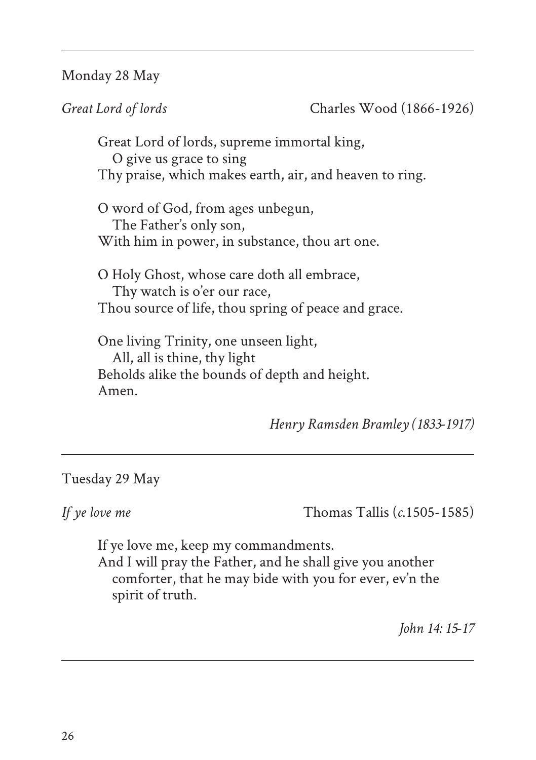---

Monday 28 May

*Great Lord of lords* Charles Wood (1866-1926)

Great Lord of lords, supreme immortal king,
 O give us grace to sing
Thy praise, which makes earth, air, and heaven to ring.

O word of God, from ages unbegun,
 The Father's only son,
With him in power, in substance, thou art one.

O Holy Ghost, whose care doth all embrace,
 Thy watch is o'er our race,
Thou source of life, thou spring of peace and grace.

One living Trinity, one unseen light,
 All, all is thine, thy light
Beholds alike the bounds of depth and height.
Amen.

*Henry Ramsden Bramley (1833-1917)*

---

Tuesday 29 May

*If ye love me* Thomas Tallis (*c.*1505-1585)

If ye love me, keep my commandments.
And I will pray the Father, and he shall give you another comforter, that he may bide with you for ever, ev'n the spirit of truth.

*John 14: 15-17*

---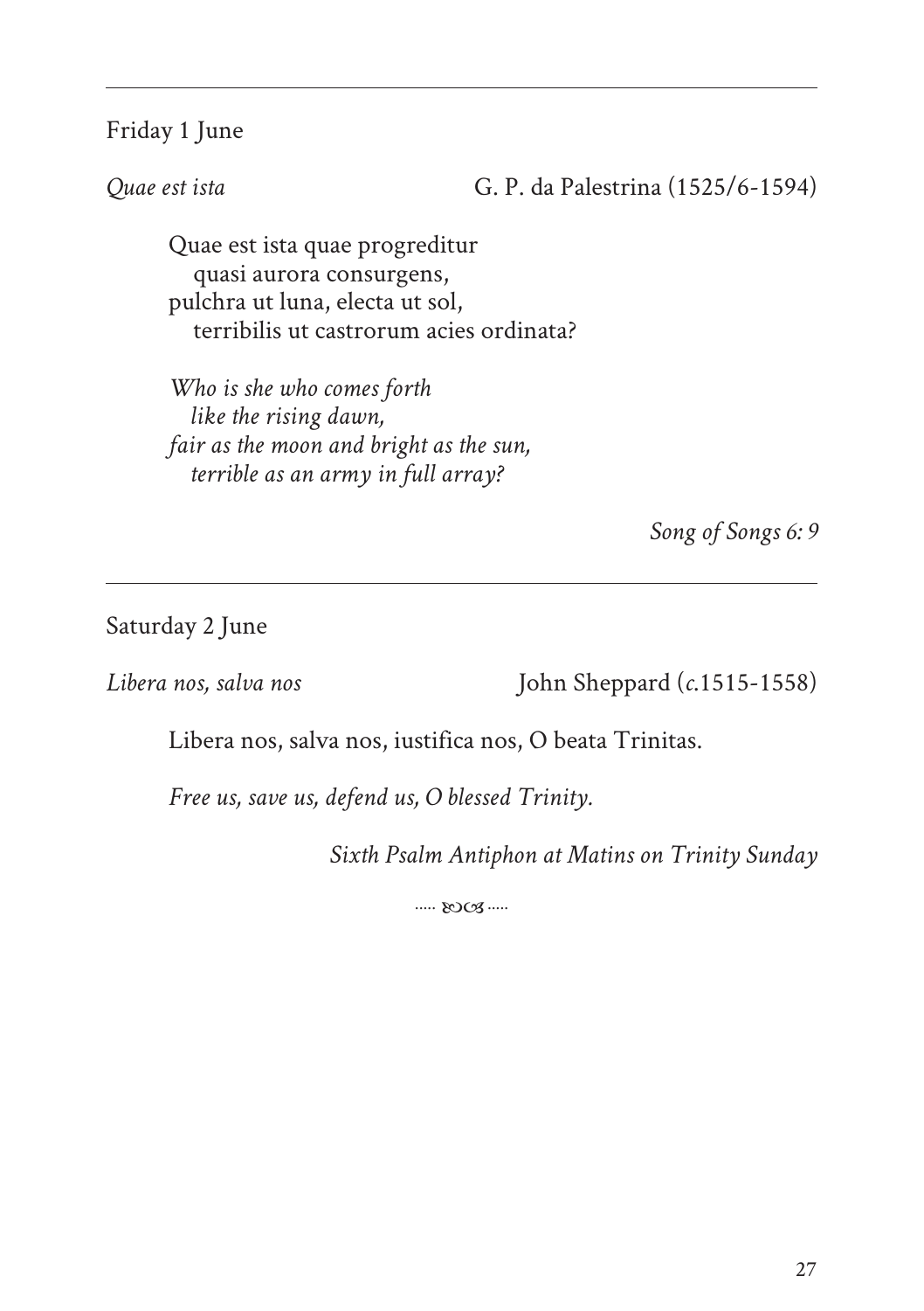Friday 1 June

*Quae est ista* G. P. da Palestrina (1525/6-1594)

Quae est ista quae progreditur
quasi aurora consurgens,
pulchra ut luna, electa ut sol,
terribilis ut castrorum acies ordinata?

*Who is she who comes forth*
*like the rising dawn,*
*fair as the moon and bright as the sun,*
*terrible as an army in full array?*

*Song of Songs 6: 9*

---

Saturday 2 June

*Libera nos, salva nos* John Sheppard (*c.*1515-1558)

Libera nos, salva nos, iustifica nos, O beata Trinitas.

*Free us, save us, defend us, O blessed Trinity.*

*Sixth Psalm Antiphon at Matins on Trinity Sunday*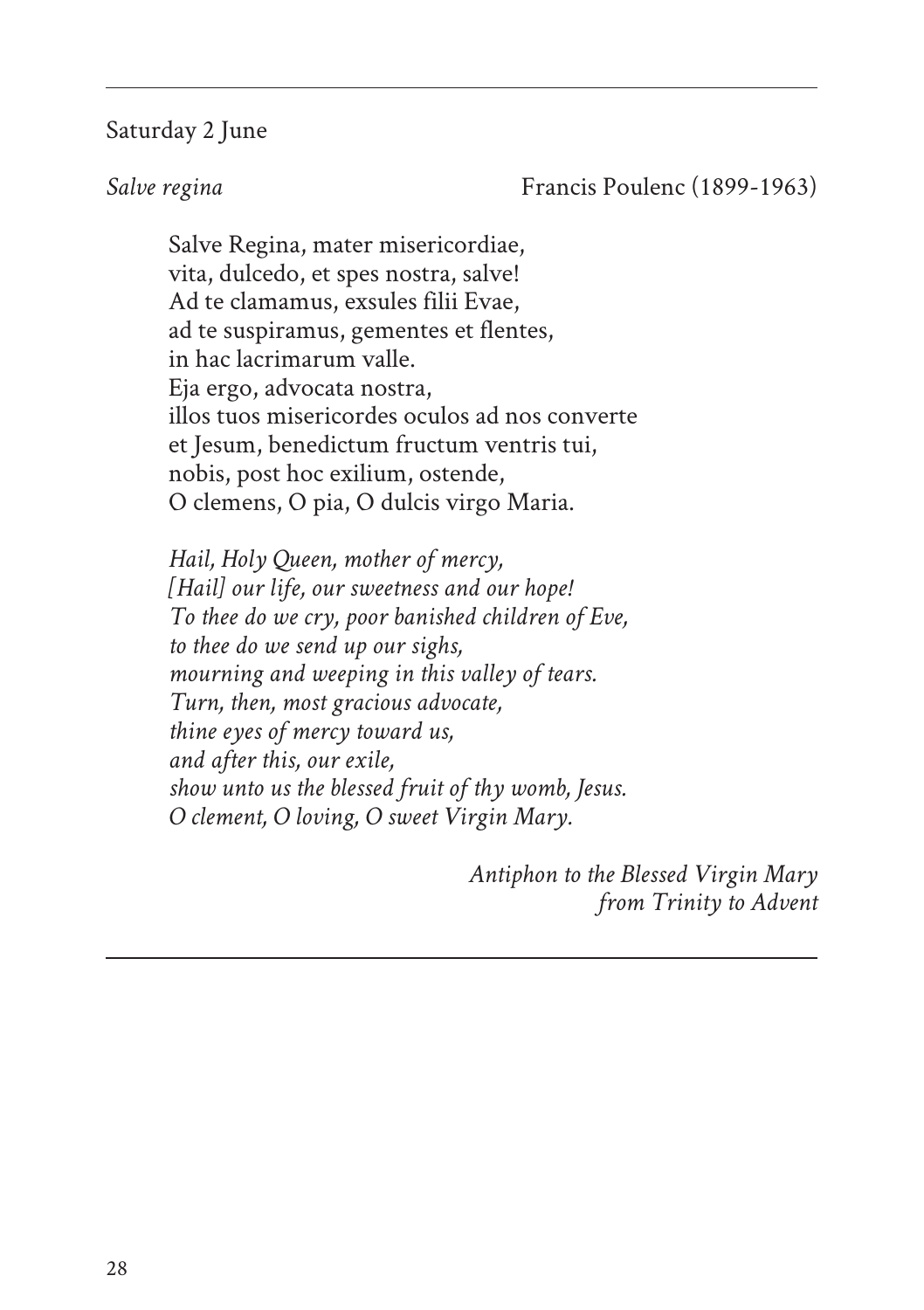Saturday 2 June

*Salve regina* Francis Poulenc (1899-1963)

Salve Regina, mater misericordiae,
vita, dulcedo, et spes nostra, salve!
Ad te clamamus, exsules filii Evae,
ad te suspiramus, gementes et flentes,
in hac lacrimarum valle.
Eja ergo, advocata nostra,
illos tuos misericordes oculos ad nos converte
et Jesum, benedictum fructum ventris tui,
nobis, post hoc exilium, ostende,
O clemens, O pia, O dulcis virgo Maria.

*Hail, Holy Queen, mother of mercy,*
*[Hail] our life, our sweetness and our hope!*
*To thee do we cry, poor banished children of Eve,*
*to thee do we send up our sighs,*
*mourning and weeping in this valley of tears.*
*Turn, then, most gracious advocate,*
*thine eyes of mercy toward us,*
*and after this, our exile,*
*show unto us the blessed fruit of thy womb, Jesus.*
*O clement, O loving, O sweet Virgin Mary.*

*Antiphon to the Blessed Virgin Mary*
*from Trinity to Advent*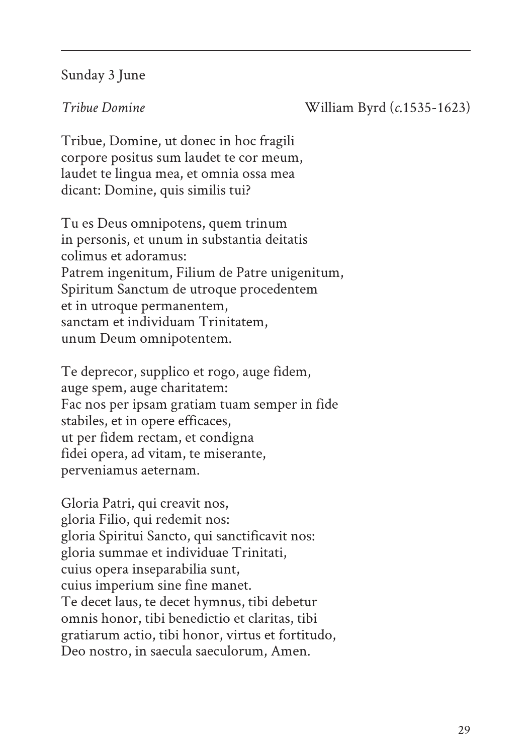Sunday 3 June

*Tribue Domine* William Byrd (*c.*1535-1623)

Tribue, Domine, ut donec in hoc fragili  
corpore positus sum laudet te cor meum,  
laudet te lingua mea, et omnia ossa mea  
dicant: Domine, quis similis tui?

Tu es Deus omnipotens, quem trinum  
in personis, et unum in substantia deitatis  
colimus et adoramus:  
Patrem ingenitum, Filium de Patre unigenitum,  
Spiritum Sanctum de utroque procedentem  
et in utroque permanentem,  
sanctam et individuam Trinitatem,  
unum Deum omnipotentem.

Te deprecor, supplico et rogo, auge fidem,  
auge spem, auge charitatem:  
Fac nos per ipsam gratiam tuam semper in fide  
stabiles, et in opere efficaces,  
ut per fidem rectam, et condigna  
fidei opera, ad vitam, te miserante,  
perveniamus aeternam.

Gloria Patri, qui creavit nos,  
gloria Filio, qui redemit nos:  
gloria Spiritui Sancto, qui sanctificavit nos:  
gloria summae et individuae Trinitati,  
cuius opera inseparabilia sunt,  
cuius imperium sine fine manet.  
Te decet laus, te decet hymnus, tibi debetur  
omnis honor, tibi benedictio et claritas, tibi  
gratiarum actio, tibi honor, virtus et fortitudo,  
Deo nostro, in saecula saeculorum, Amen.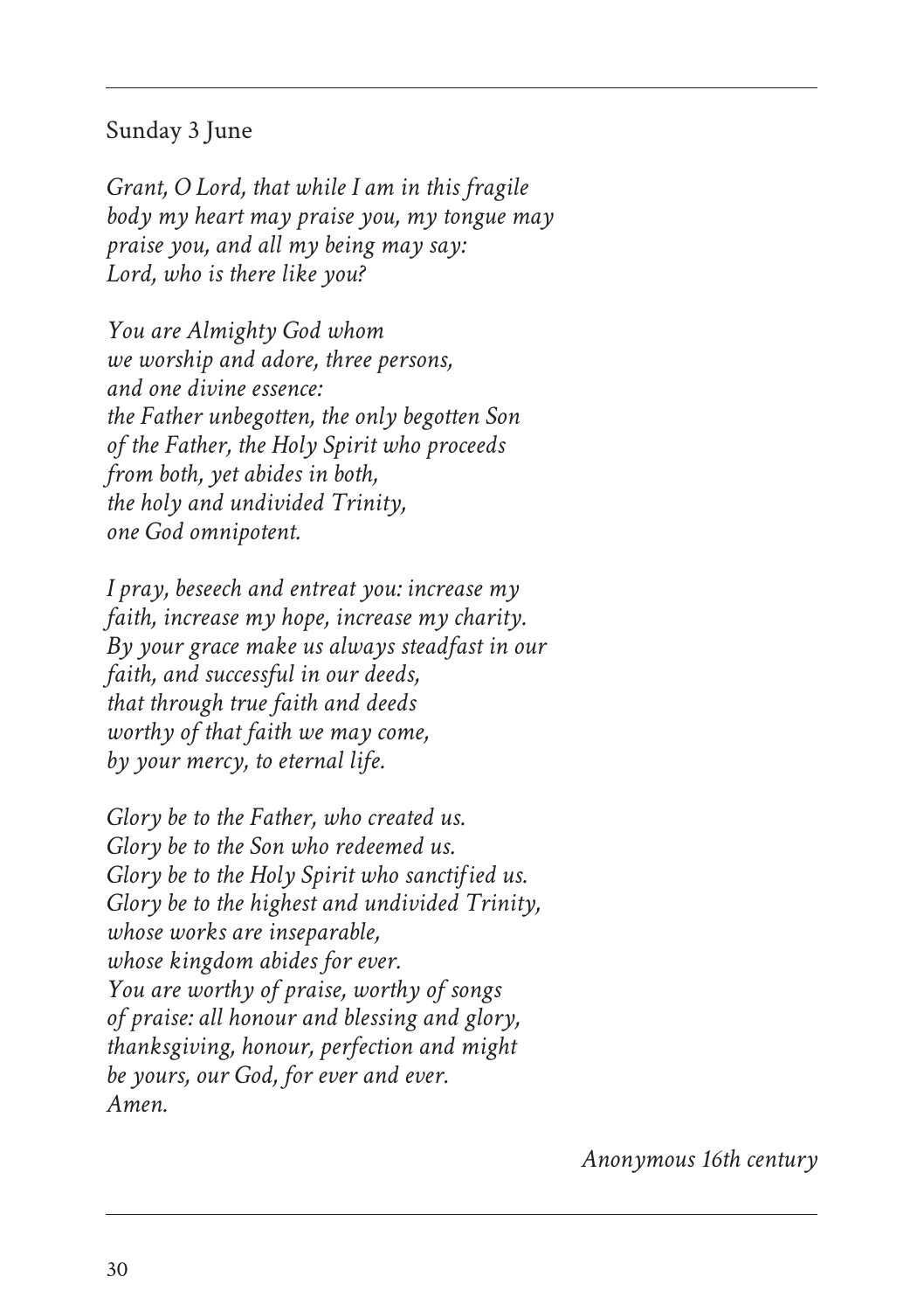Sunday 3 June

*Grant, O Lord, that while I am in this fragile body my heart may praise you, my tongue may praise you, and all my being may say:*
*Lord, who is there like you?*

*You are Almighty God whom*
*we worship and adore, three persons,*
*and one divine essence:*
*the Father unbegotten, the only begotten Son*
*of the Father, the Holy Spirit who proceeds*
*from both, yet abides in both,*
*the holy and undivided Trinity,*
*one God omnipotent.*

*I pray, beseech and entreat you: increase my faith, increase my hope, increase my charity.*
*By your grace make us always steadfast in our faith, and successful in our deeds,*
*that through true faith and deeds*
*worthy of that faith we may come,*
*by your mercy, to eternal life.*

*Glory be to the Father, who created us.*
*Glory be to the Son who redeemed us.*
*Glory be to the Holy Spirit who sanctified us.*
*Glory be to the highest and undivided Trinity,*
*whose works are inseparable,*
*whose kingdom abides for ever.*
*You are worthy of praise, worthy of songs*
*of praise: all honour and blessing and glory,*
*thanksgiving, honour, perfection and might*
*be yours, our God, for ever and ever.*
*Amen.*

*Anonymous 16th century*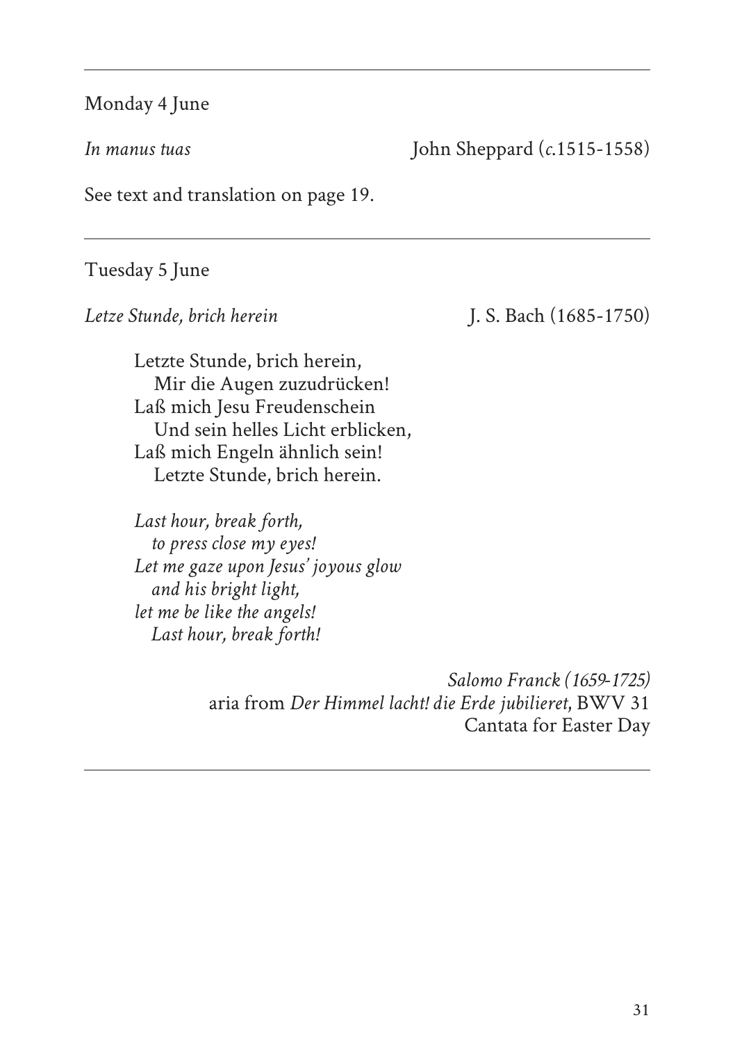---

Monday 4 June

*In manus tuas* John Sheppard (*c.*1515-1558)

See text and translation on page 19.

---

Tuesday 5 June

*Letze Stunde, brich herein* J. S. Bach (1685-1750)

> Letzte Stunde, brich herein,
> Mir die Augen zuzudrücken!
> Laß mich Jesu Freudenschein
> Und sein helles Licht erblicken,
> Laß mich Engeln ähnlich sein!
> Letzte Stunde, brich herein.
>
> *Last hour, break forth,*
> *to press close my eyes!*
> *Let me gaze upon Jesus' joyous glow*
> *and his bright light,*
> *let me be like the angels!*
> *Last hour, break forth!*

*Salomo Franck (1659-1725)*
aria from *Der Himmel lacht! die Erde jubilieret*, BWV 31
Cantata for Easter Day

---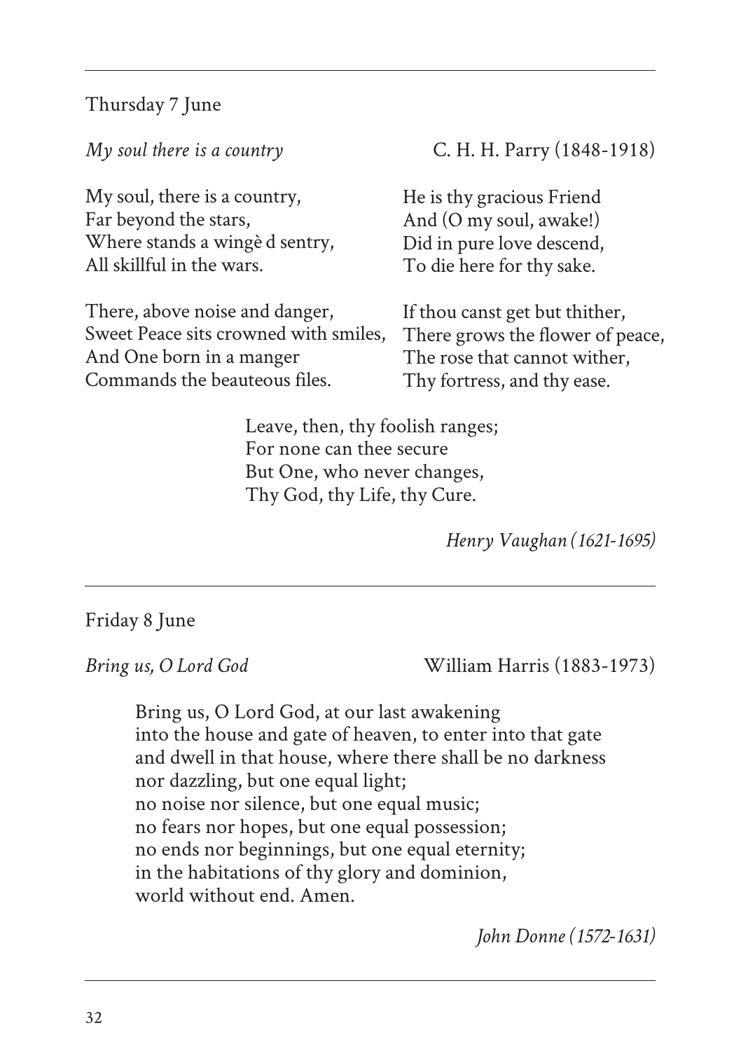Thursday 7 June

*My soul there is a country* C. H. H. Parry (1848-1918)

My soul, there is a country,
Far beyond the stars,
Where stands a wingè d sentry,
All skillful in the wars.

There, above noise and danger,
Sweet Peace sits crowned with smiles,
And One born in a manger
Commands the beauteous files.

He is thy gracious Friend
And (O my soul, awake!)
Did in pure love descend,
To die here for thy sake.

If thou canst get but thither,
There grows the flower of peace,
The rose that cannot wither,
Thy fortress, and thy ease.

Leave, then, thy foolish ranges;
For none can thee secure
But One, who never changes,
Thy God, thy Life, thy Cure.

*Henry Vaughan (1621-1695)*

---

Friday 8 June

*Bring us, O Lord God* William Harris (1883-1973)

Bring us, O Lord God, at our last awakening
into the house and gate of heaven, to enter into that gate
and dwell in that house, where there shall be no darkness
nor dazzling, but one equal light;
no noise nor silence, but one equal music;
no fears nor hopes, but one equal possession;
no ends nor beginnings, but one equal eternity;
in the habitations of thy glory and dominion,
world without end. Amen.

*John Donne (1572-1631)*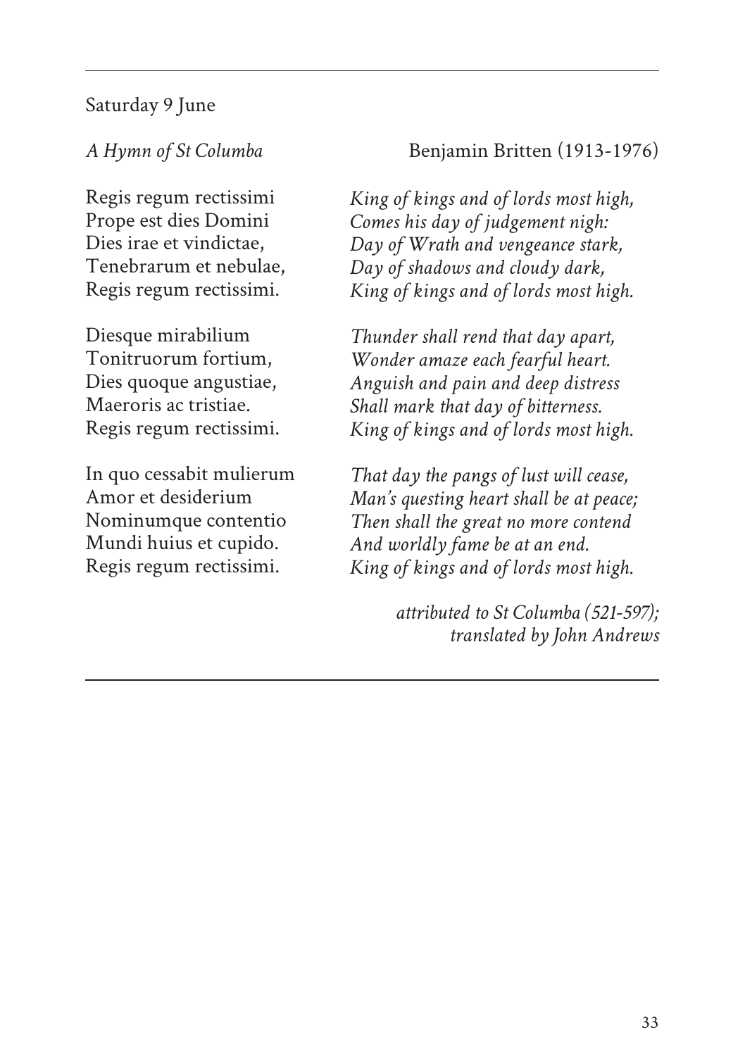Saturday 9 June

*A Hymn of St Columba* — Benjamin Britten (1913-1976)

| | |
|---|---|
| Regis regum rectissimi<br>Prope est dies Domini<br>Dies irae et vindictae,<br>Tenebrarum et nebulae,<br>Regis regum rectissimi. | *King of kings and of lords most high,<br>Comes his day of judgement nigh:<br>Day of Wrath and vengeance stark,<br>Day of shadows and cloudy dark,<br>King of kings and of lords most high.* |
| Diesque mirabilium<br>Tonitruorum fortium,<br>Dies quoque angustiae,<br>Maeroris ac tristiae.<br>Regis regum rectissimi. | *Thunder shall rend that day apart,<br>Wonder amaze each fearful heart.<br>Anguish and pain and deep distress<br>Shall mark that day of bitterness.<br>King of kings and of lords most high.* |
| In quo cessabit mulierum<br>Amor et desiderium<br>Nominumque contentio<br>Mundi huius et cupido.<br>Regis regum rectissimi. | *That day the pangs of lust will cease,<br>Man's questing heart shall be at peace;<br>Then shall the great no more contend<br>And worldly fame be at an end.<br>King of kings and of lords most high.* |

*attributed to St Columba (521-597);*
*translated by John Andrews*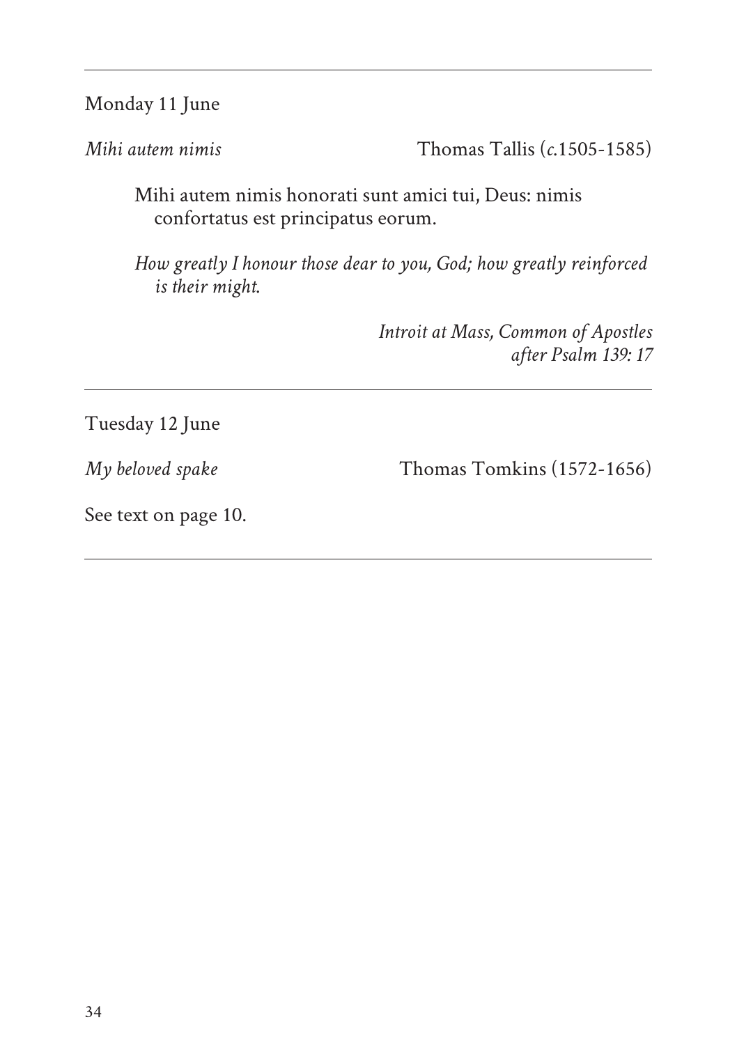---

Monday 11 June

*Mihi autem nimis* — Thomas Tallis (*c.*1505-1585)

> Mihi autem nimis honorati sunt amici tui, Deus: nimis confortatus est principatus eorum.
>
> *How greatly I honour those dear to you, God; how greatly reinforced is their might.*

*Introit at Mass, Common of Apostles*
*after Psalm 139: 17*

---

Tuesday 12 June

*My beloved spake* — Thomas Tomkins (1572-1656)

See text on page 10.

---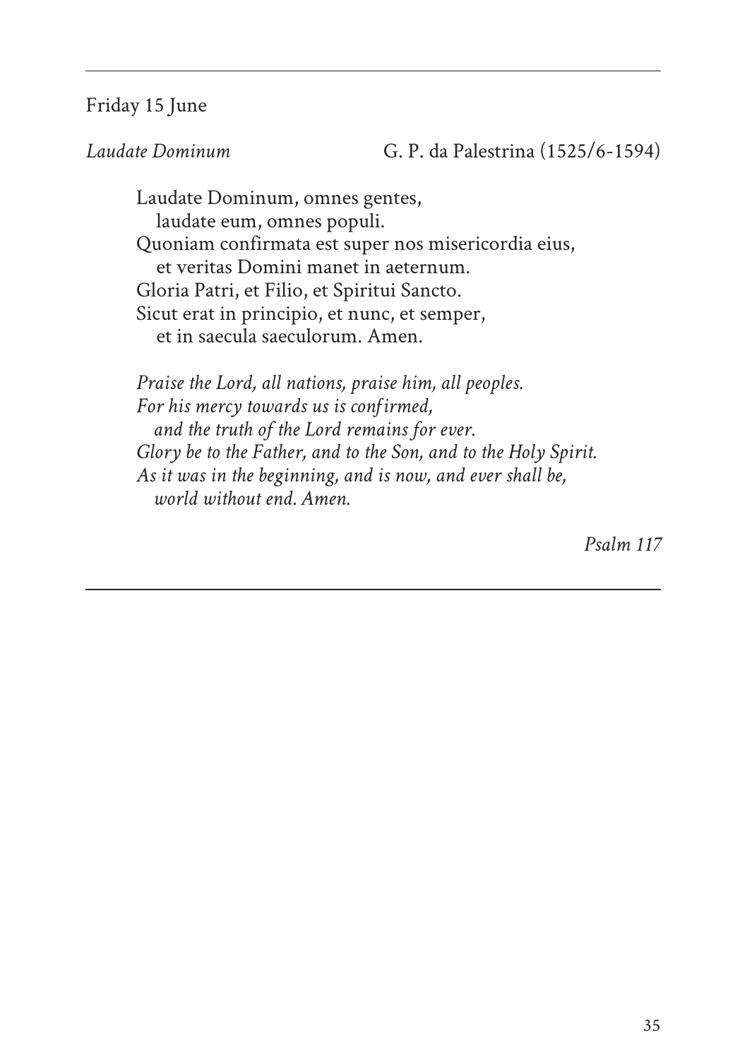Friday 15 June

*Laudate Dominum* G. P. da Palestrina (1525/6-1594)

Laudate Dominum, omnes gentes,  
laudate eum, omnes populi.  
Quoniam confirmata est super nos misericordia eius,  
et veritas Domini manet in aeternum.  
Gloria Patri, et Filio, et Spiritui Sancto.  
Sicut erat in principio, et nunc, et semper,  
et in saecula saeculorum. Amen.

*Praise the Lord, all nations, praise him, all peoples.*  
*For his mercy towards us is confirmed,*  
*and the truth of the Lord remains for ever.*  
*Glory be to the Father, and to the Son, and to the Holy Spirit.*  
*As it was in the beginning, and is now, and ever shall be,*  
*world without end. Amen.*

*Psalm 117*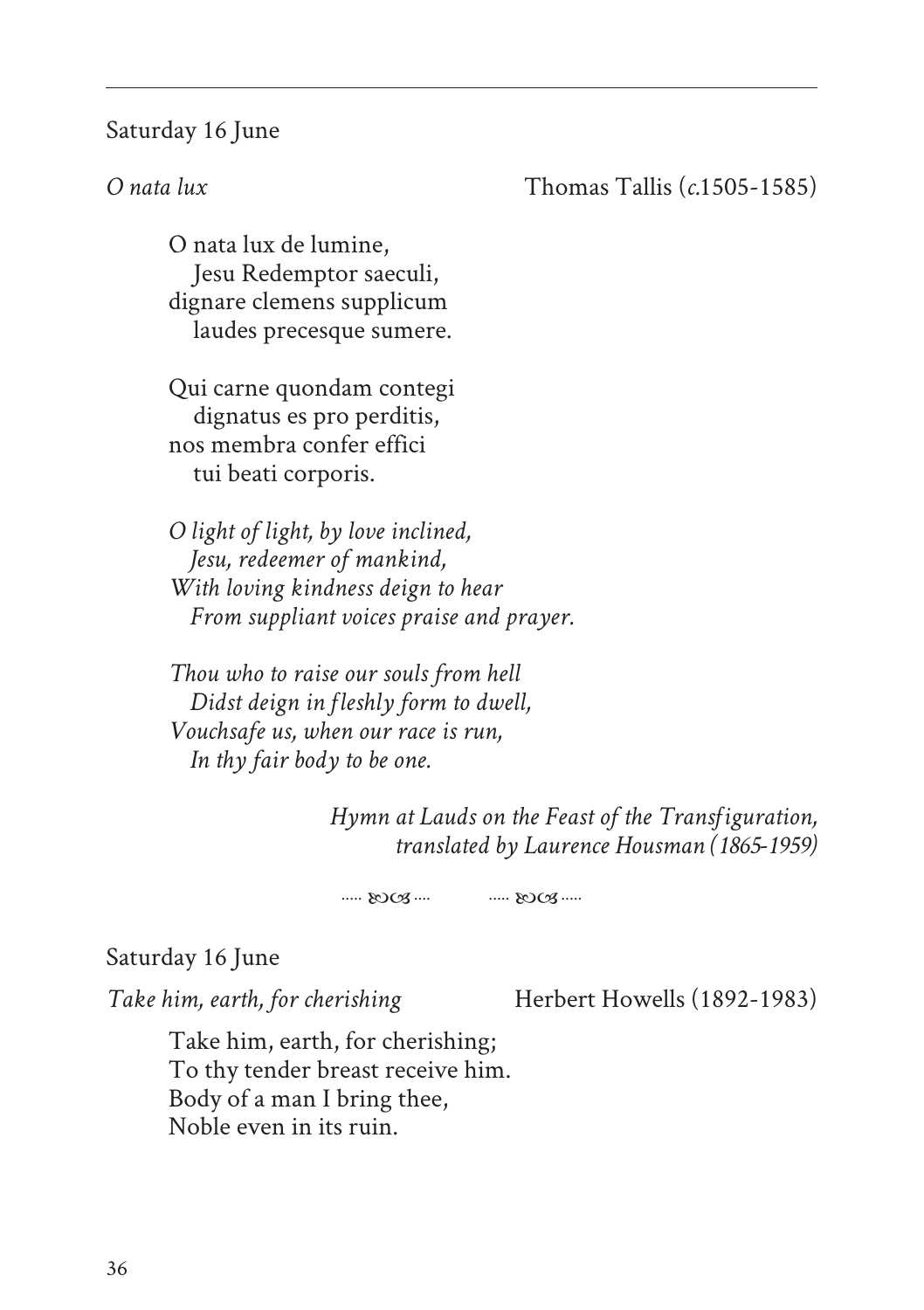Saturday 16 June

*O nata lux* Thomas Tallis (*c.*1505-1585)

O nata lux de lumine,  
  Jesu Redemptor saeculi,  
dignare clemens supplicum  
  laudes precesque sumere.

Qui carne quondam contegi  
  dignatus es pro perditis,  
nos membra confer effici  
  tui beati corporis.

*O light of light, by love inclined,*  
  *Jesu, redeemer of mankind,*  
*With loving kindness deign to hear*  
  *From suppliant voices praise and prayer.*

*Thou who to raise our souls from hell*  
  *Didst deign in fleshly form to dwell,*  
*Vouchsafe us, when our race is run,*  
  *In thy fair body to be one.*

*Hymn at Lauds on the Feast of the Transfiguration,*  
*translated by Laurence Housman (1865-1959)*

..... ᘐᘓ .... ..... ᘐᘓ .....

Saturday 16 June

*Take him, earth, for cherishing* Herbert Howells (1892-1983)

Take him, earth, for cherishing;  
To thy tender breast receive him.  
Body of a man I bring thee,  
Noble even in its ruin.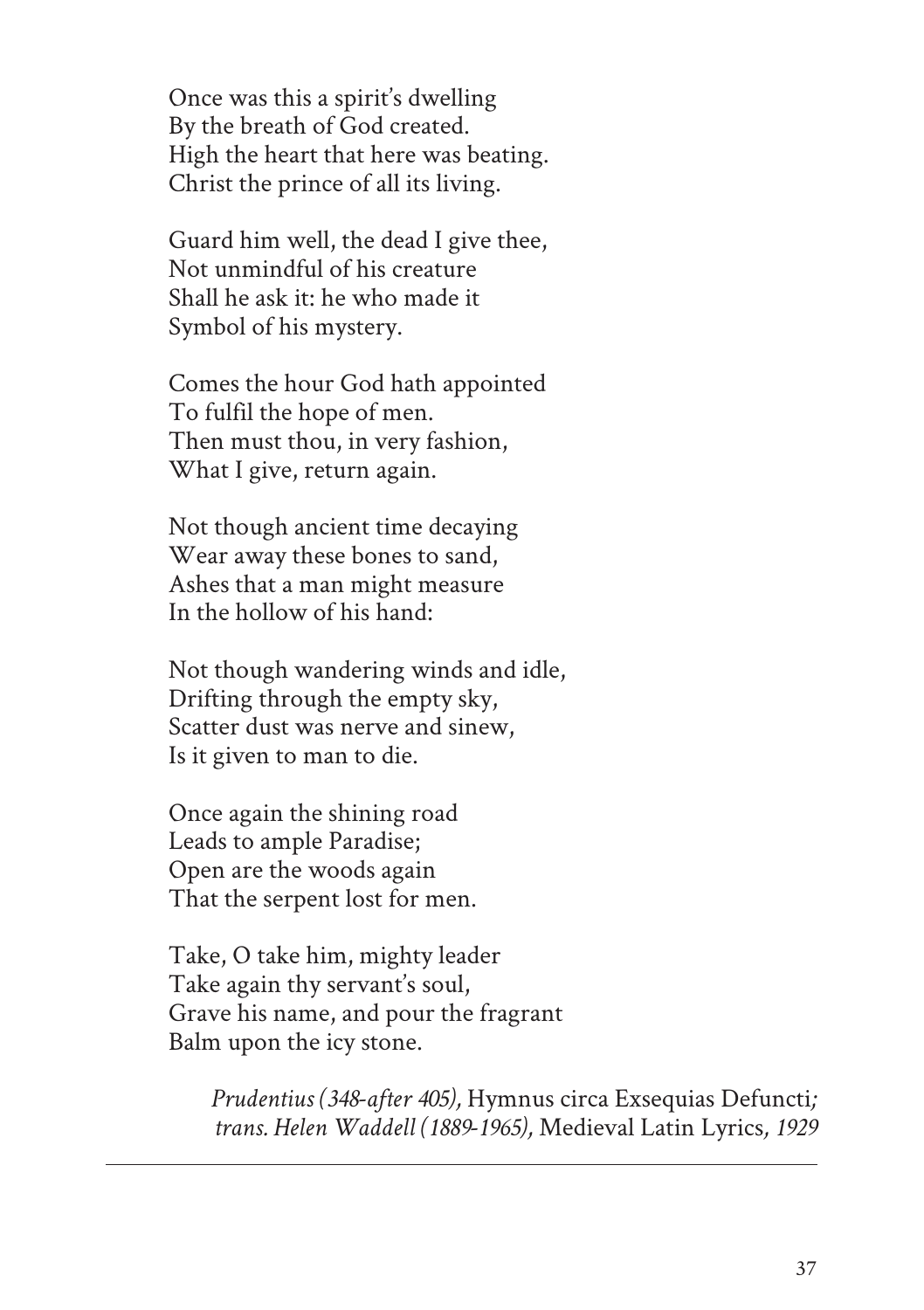Once was this a spirit's dwelling
By the breath of God created.
High the heart that here was beating.
Christ the prince of all its living.

Guard him well, the dead I give thee,
Not unmindful of his creature
Shall he ask it: he who made it
Symbol of his mystery.

Comes the hour God hath appointed
To fulfil the hope of men.
Then must thou, in very fashion,
What I give, return again.

Not though ancient time decaying
Wear away these bones to sand,
Ashes that a man might measure
In the hollow of his hand:

Not though wandering winds and idle,
Drifting through the empty sky,
Scatter dust was nerve and sinew,
Is it given to man to die.

Once again the shining road
Leads to ample Paradise;
Open are the woods again
That the serpent lost for men.

Take, O take him, mighty leader
Take again thy servant's soul,
Grave his name, and pour the fragrant
Balm upon the icy stone.

*Prudentius (348-after 405),* Hymnus circa Exsequias Defuncti*;*
*trans. Helen Waddell (1889-1965),* Medieval Latin Lyrics*, 1929*

---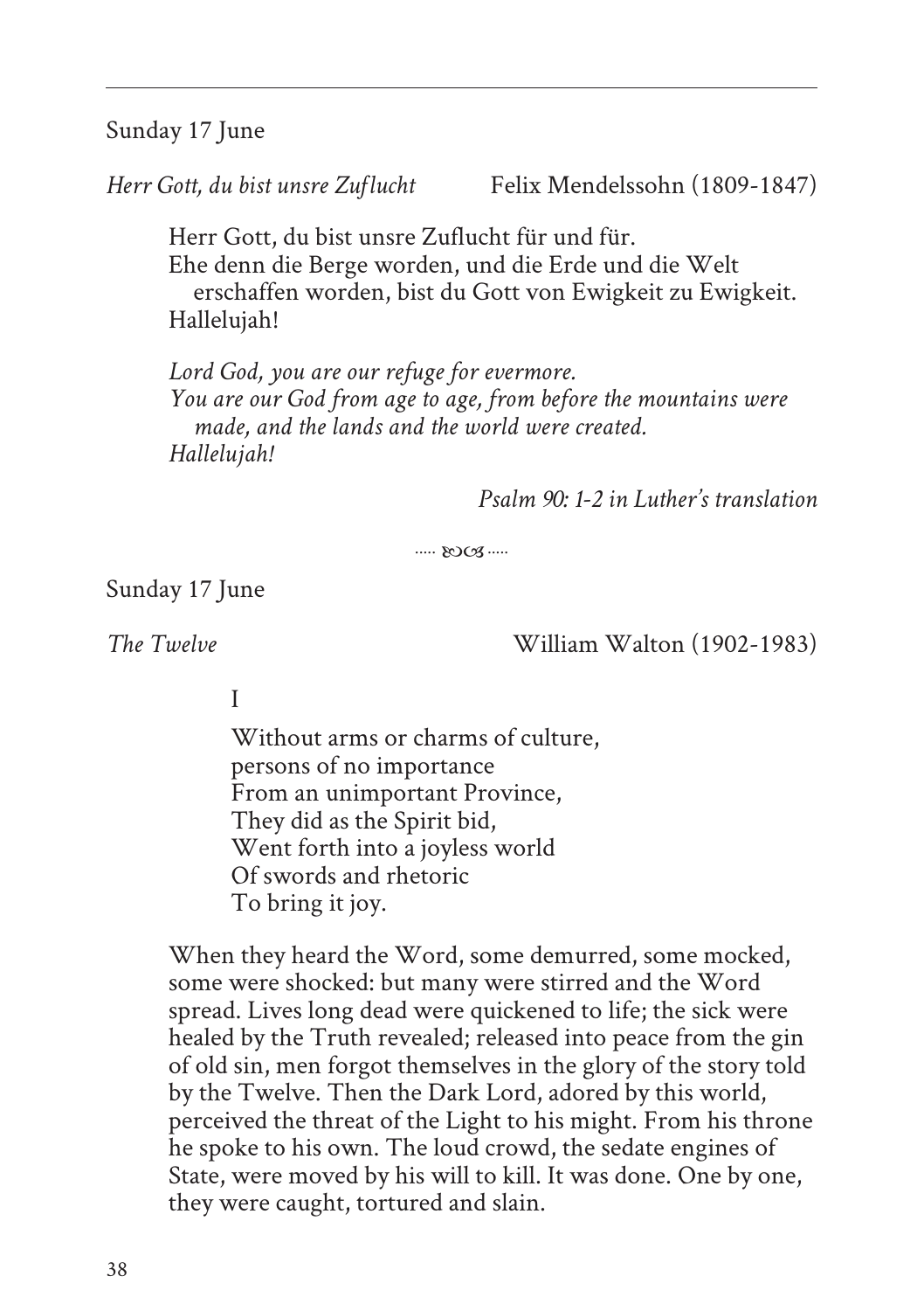Sunday 17 June

*Herr Gott, du bist unsre Zuflucht* Felix Mendelssohn (1809-1847)

> Herr Gott, du bist unsre Zuflucht für und für.
> Ehe denn die Berge worden, und die Erde und die Welt erschaffen worden, bist du Gott von Ewigkeit zu Ewigkeit.
> Hallelujah!
>
> *Lord God, you are our refuge for evermore.*
> *You are our God from age to age, from before the mountains were made, and the lands and the world were created.*
> *Hallelujah!*

*Psalm 90: 1-2 in Luther's translation*

····· ᘓᘐ ·····

Sunday 17 June

*The Twelve* William Walton (1902-1983)

I

Without arms or charms of culture,
persons of no importance
From an unimportant Province,
They did as the Spirit bid,
Went forth into a joyless world
Of swords and rhetoric
To bring it joy.

When they heard the Word, some demurred, some mocked, some were shocked: but many were stirred and the Word spread. Lives long dead were quickened to life; the sick were healed by the Truth revealed; released into peace from the gin of old sin, men forgot themselves in the glory of the story told by the Twelve. Then the Dark Lord, adored by this world, perceived the threat of the Light to his might. From his throne he spoke to his own. The loud crowd, the sedate engines of State, were moved by his will to kill. It was done. One by one, they were caught, tortured and slain.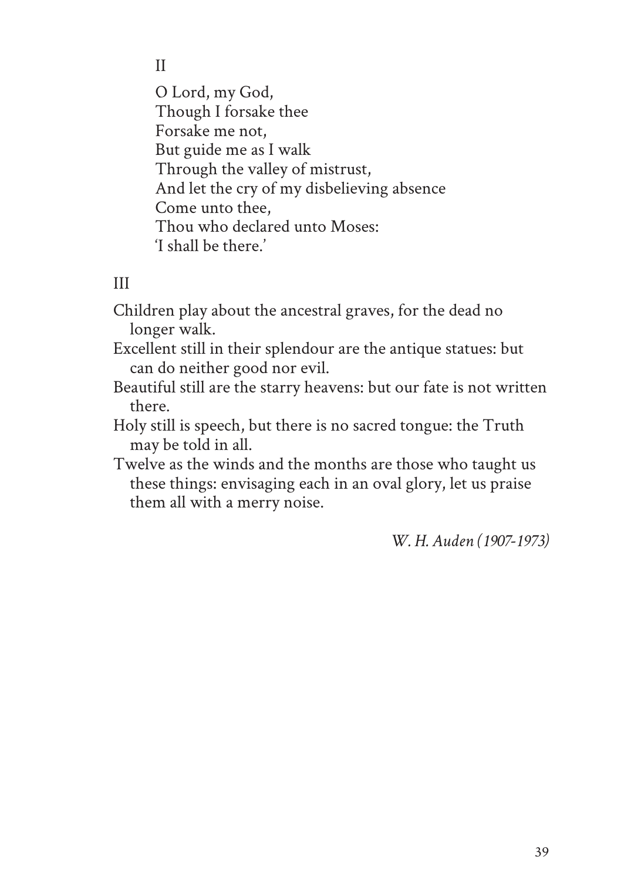II

O Lord, my God,  
Though I forsake thee  
Forsake me not,  
But guide me as I walk  
Through the valley of mistrust,  
And let the cry of my disbelieving absence  
Come unto thee,  
Thou who declared unto Moses:  
'I shall be there.'

III

Children play about the ancestral graves, for the dead no longer walk.  
Excellent still in their splendour are the antique statues: but can do neither good nor evil.  
Beautiful still are the starry heavens: but our fate is not written there.  
Holy still is speech, but there is no sacred tongue: the Truth may be told in all.  
Twelve as the winds and the months are those who taught us these things: envisaging each in an oval glory, let us praise them all with a merry noise.

*W. H. Auden (1907-1973)*